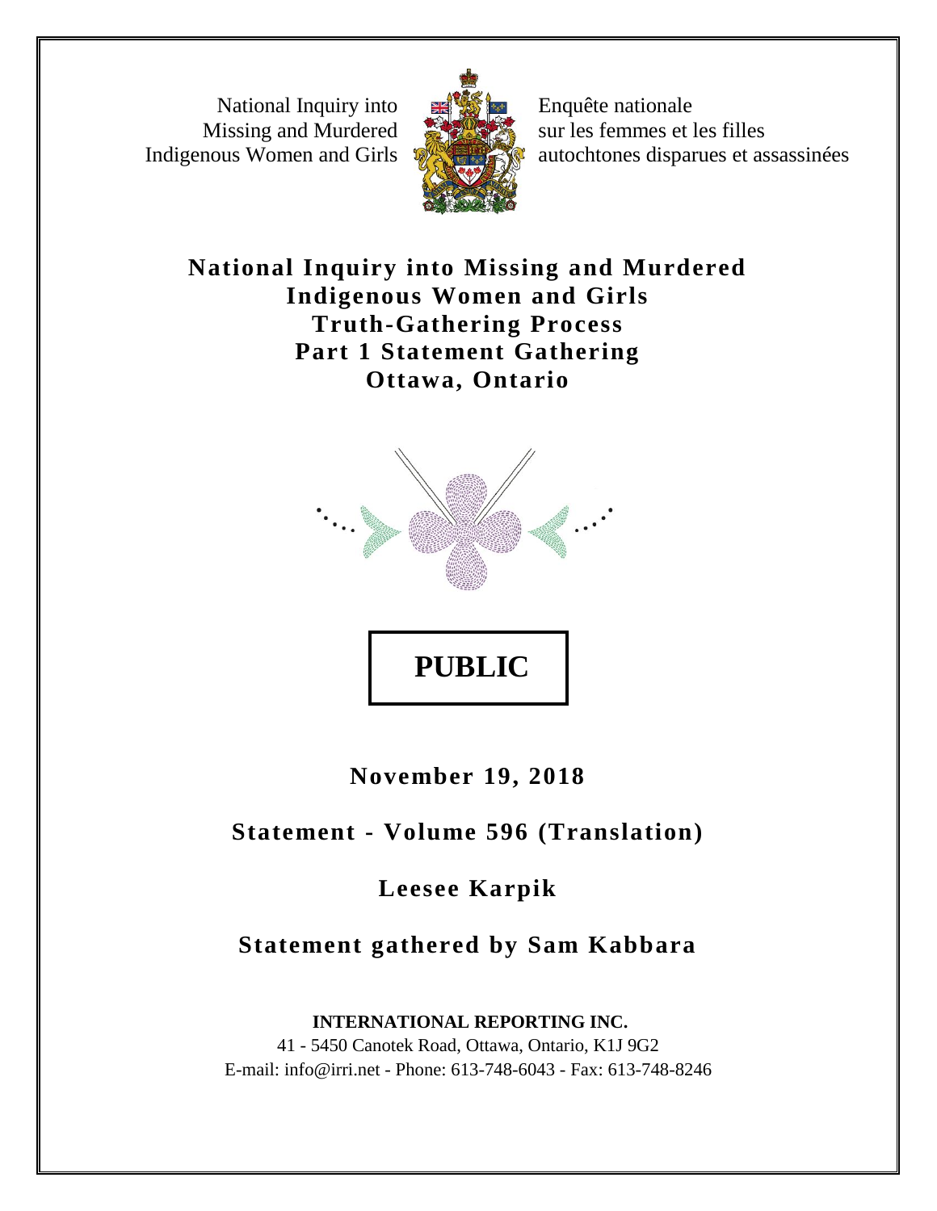National Inquiry into Missing and Murdered Indigenous Women and Girls

Enquête nationale sur les femmes et les filles autochtones disparues et assassinées

# National Inquiry into Missing and Murdered Indigenous Women and Girls
# Truth-Gathering Process
# Part 1 Statement Gathering
# Ottawa, Ontario

**PUBLIC**

**November 19, 2018**

**Statement - Volume 596 (Translation)**

**Leesee Karpik**

**Statement gathered by Sam Kabbara**

**INTERNATIONAL REPORTING INC.**
41 - 5450 Canotek Road, Ottawa, Ontario, K1J 9G2
E-mail: info@irri.net - Phone: 613-748-6043 - Fax: 613-748-8246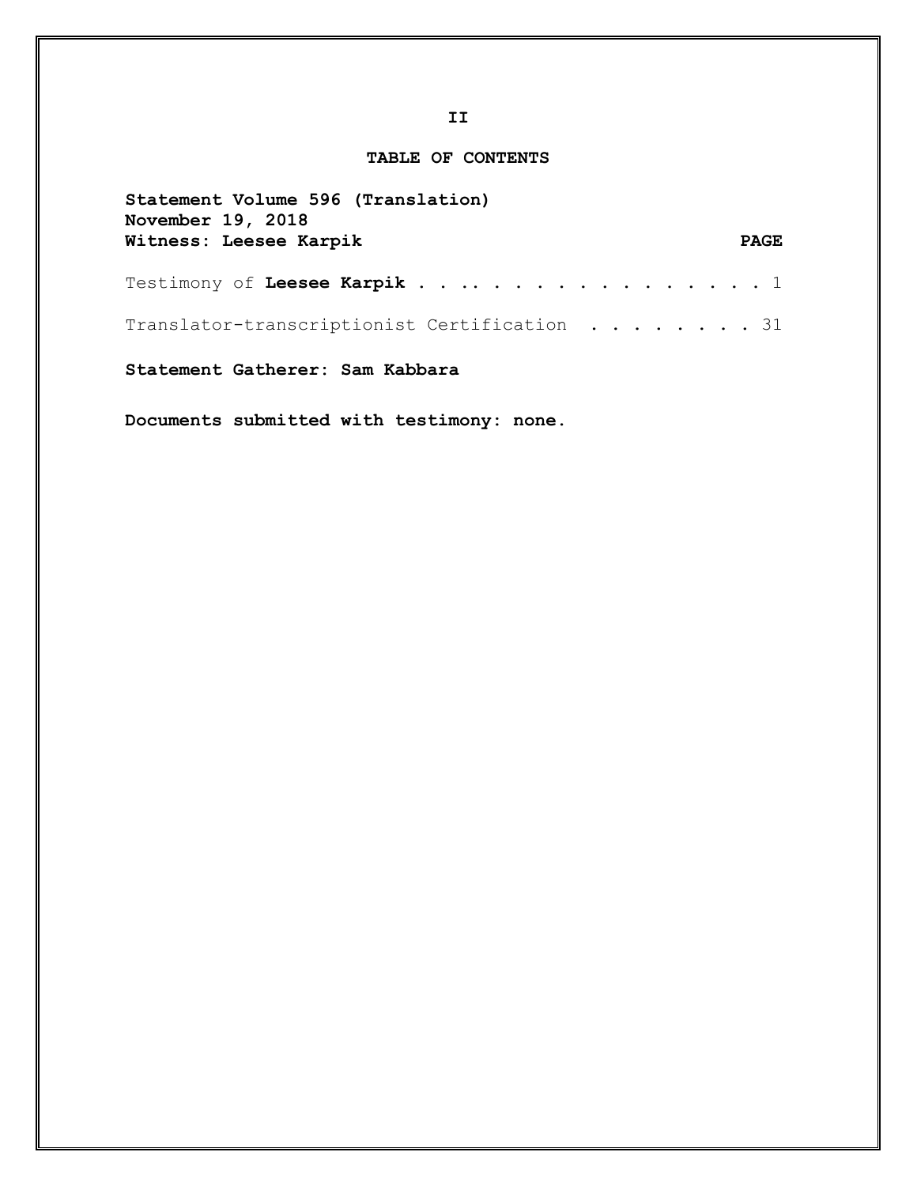## TABLE OF CONTENTS

**Statement Volume 596 (Translation)**
**November 19, 2018**
**Witness: Leesee Karpik**

| | PAGE |
|---|---|
| Testimony of **Leesee Karpik** | 1 |
| Translator-transcriptionist Certification | 31 |

**Statement Gatherer: Sam Kabbara**

**Documents submitted with testimony: none.**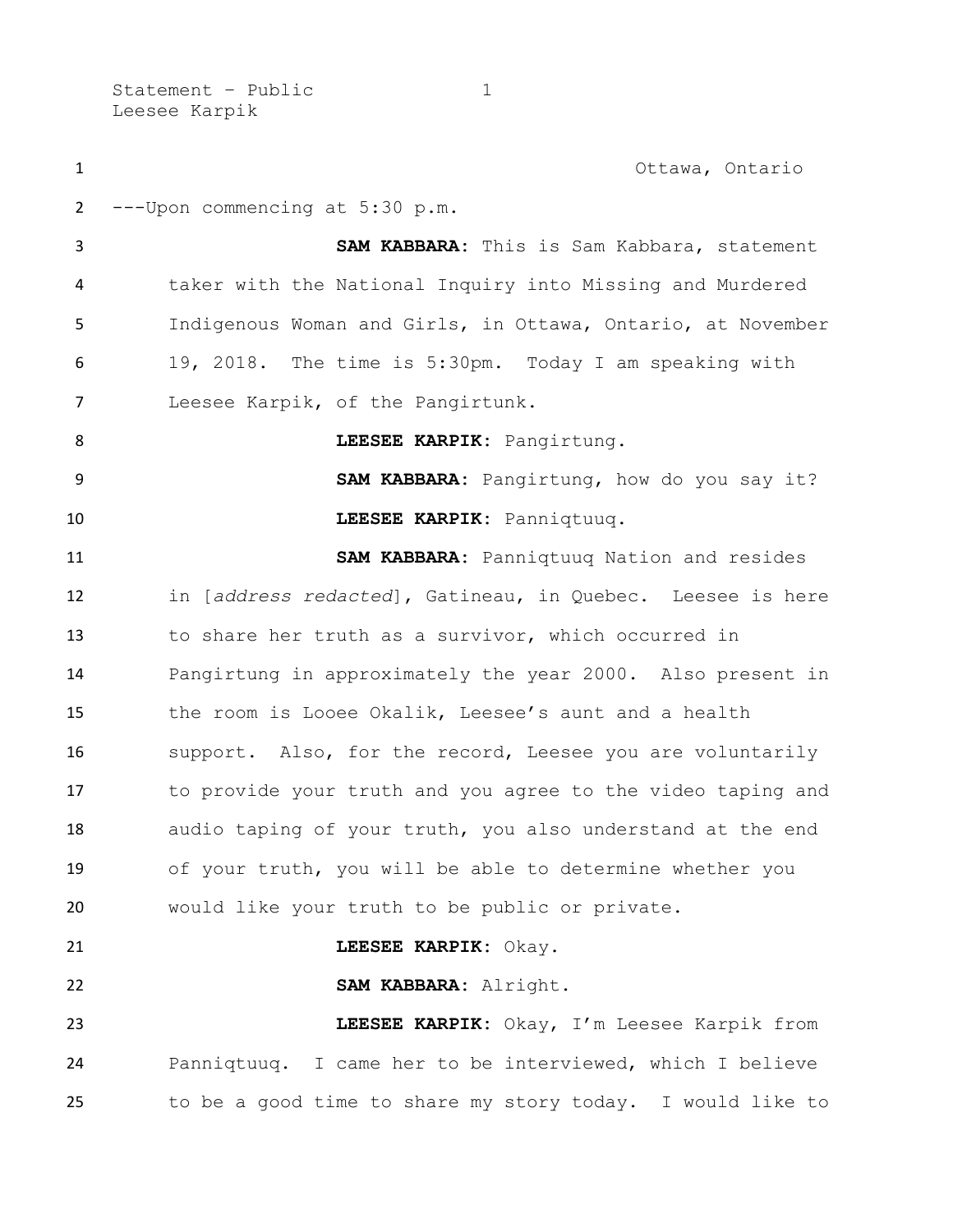Ottawa, Ontario

---Upon commencing at 5:30 p.m.

**SAM KABBARA:** This is Sam Kabbara, statement taker with the National Inquiry into Missing and Murdered Indigenous Woman and Girls, in Ottawa, Ontario, at November 19, 2018. The time is 5:30pm. Today I am speaking with Leesee Karpik, of the Pangirtunk.

**LEESEE KARPIK:** Pangirtung.

**SAM KABBARA:** Pangirtung, how do you say it?

**LEESEE KARPIK:** Panniqtuuq.

**SAM KABBARA:** Panniqtuuq Nation and resides in [*address redacted*], Gatineau, in Quebec. Leesee is here to share her truth as a survivor, which occurred in Pangirtung in approximately the year 2000. Also present in the room is Looee Okalik, Leesee's aunt and a health support. Also, for the record, Leesee you are voluntarily to provide your truth and you agree to the video taping and audio taping of your truth, you also understand at the end of your truth, you will be able to determine whether you would like your truth to be public or private.

**LEESEE KARPIK:** Okay.

**SAM KABBARA:** Alright.

**LEESEE KARPIK:** Okay, I'm Leesee Karpik from Panniqtuuq. I came her to be interviewed, which I believe to be a good time to share my story today. I would like to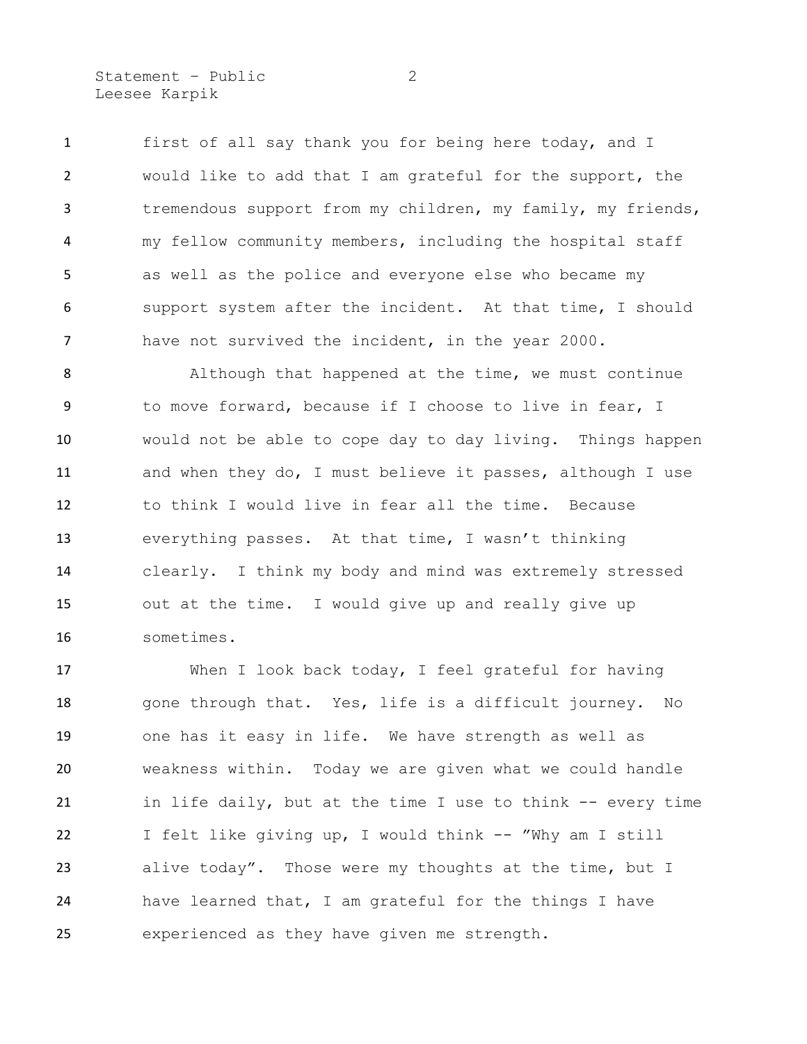first of all say thank you for being here today, and I would like to add that I am grateful for the support, the tremendous support from my children, my family, my friends, my fellow community members, including the hospital staff as well as the police and everyone else who became my support system after the incident. At that time, I should have not survived the incident, in the year 2000.

Although that happened at the time, we must continue to move forward, because if I choose to live in fear, I would not be able to cope day to day living. Things happen and when they do, I must believe it passes, although I use to think I would live in fear all the time. Because everything passes. At that time, I wasn't thinking clearly. I think my body and mind was extremely stressed out at the time. I would give up and really give up sometimes.

When I look back today, I feel grateful for having gone through that. Yes, life is a difficult journey. No one has it easy in life. We have strength as well as weakness within. Today we are given what we could handle in life daily, but at the time I use to think -- every time I felt like giving up, I would think -- "Why am I still alive today". Those were my thoughts at the time, but I have learned that, I am grateful for the things I have experienced as they have given me strength.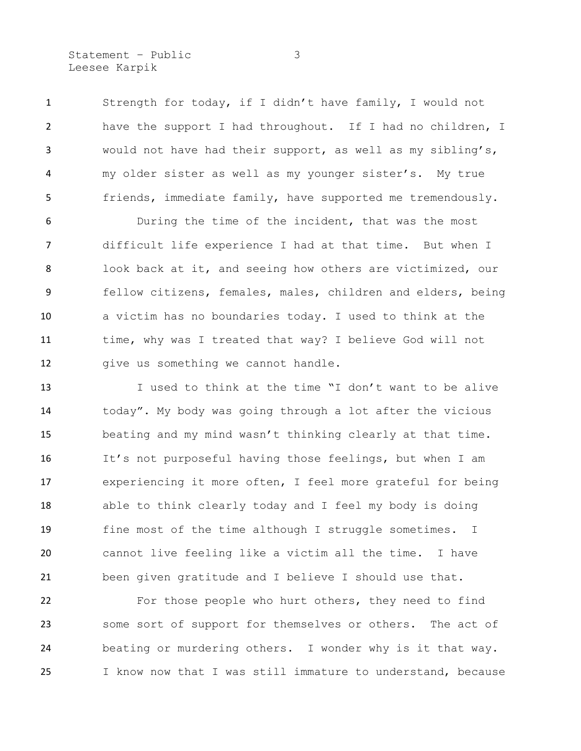Strength for today, if I didn't have family, I would not have the support I had throughout. If I had no children, I would not have had their support, as well as my sibling's, my older sister as well as my younger sister's. My true friends, immediate family, have supported me tremendously.

During the time of the incident, that was the most difficult life experience I had at that time. But when I look back at it, and seeing how others are victimized, our fellow citizens, females, males, children and elders, being a victim has no boundaries today. I used to think at the time, why was I treated that way? I believe God will not give us something we cannot handle.

I used to think at the time "I don't want to be alive today". My body was going through a lot after the vicious beating and my mind wasn't thinking clearly at that time. It's not purposeful having those feelings, but when I am experiencing it more often, I feel more grateful for being able to think clearly today and I feel my body is doing fine most of the time although I struggle sometimes. I cannot live feeling like a victim all the time. I have been given gratitude and I believe I should use that.

For those people who hurt others, they need to find some sort of support for themselves or others. The act of beating or murdering others. I wonder why is it that way. I know now that I was still immature to understand, because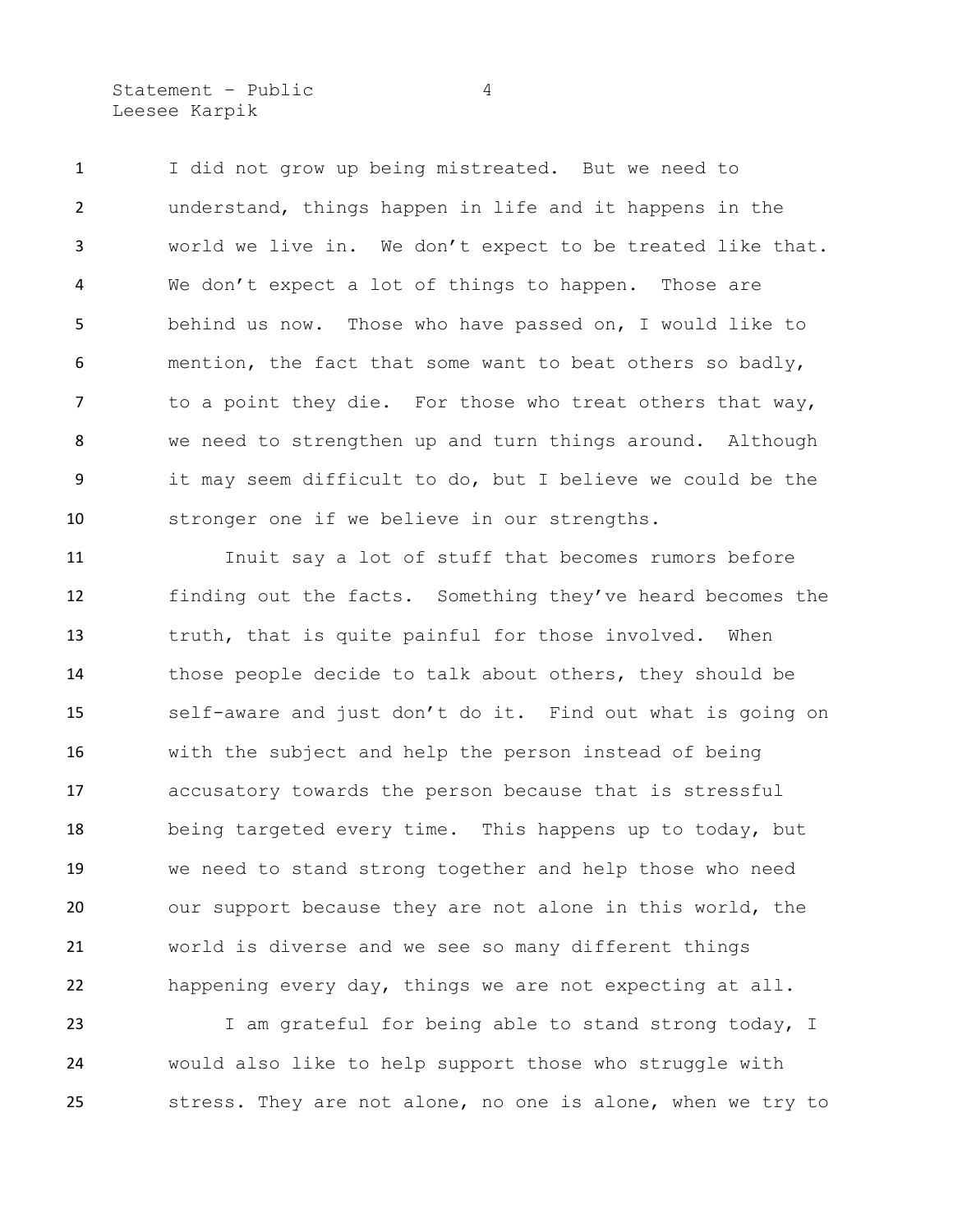I did not grow up being mistreated. But we need to understand, things happen in life and it happens in the world we live in. We don't expect to be treated like that. We don't expect a lot of things to happen. Those are behind us now. Those who have passed on, I would like to mention, the fact that some want to beat others so badly, to a point they die. For those who treat others that way, we need to strengthen up and turn things around. Although it may seem difficult to do, but I believe we could be the stronger one if we believe in our strengths.

Inuit say a lot of stuff that becomes rumors before finding out the facts. Something they've heard becomes the truth, that is quite painful for those involved. When those people decide to talk about others, they should be self-aware and just don't do it. Find out what is going on with the subject and help the person instead of being accusatory towards the person because that is stressful being targeted every time. This happens up to today, but we need to stand strong together and help those who need our support because they are not alone in this world, the world is diverse and we see so many different things happening every day, things we are not expecting at all.

I am grateful for being able to stand strong today, I would also like to help support those who struggle with stress. They are not alone, no one is alone, when we try to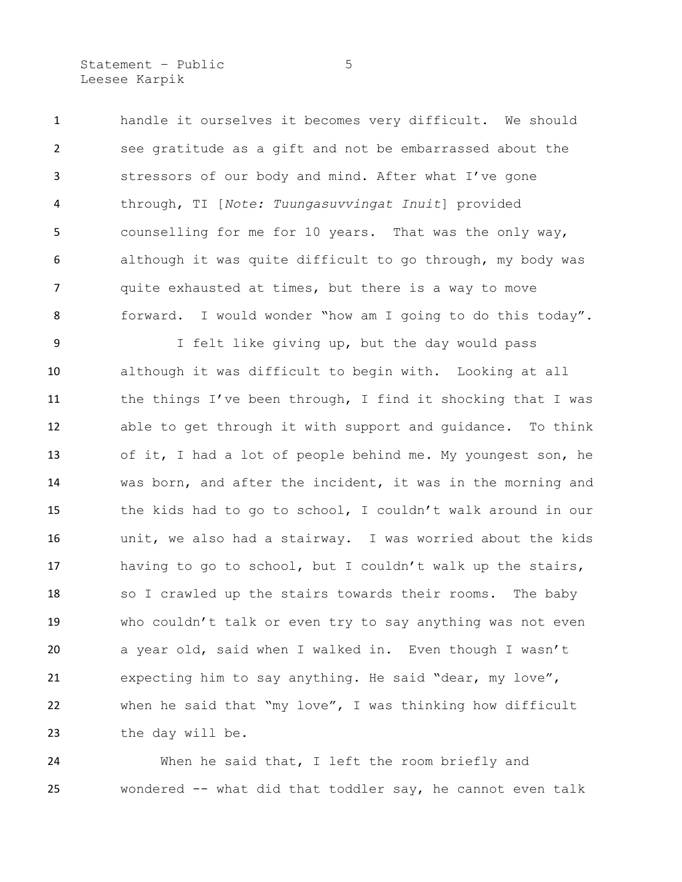handle it ourselves it becomes very difficult. We should see gratitude as a gift and not be embarrassed about the stressors of our body and mind. After what I've gone through, TI [*Note: Tuungasuvvingat Inuit*] provided counselling for me for 10 years. That was the only way, although it was quite difficult to go through, my body was quite exhausted at times, but there is a way to move forward. I would wonder "how am I going to do this today".

I felt like giving up, but the day would pass although it was difficult to begin with. Looking at all the things I've been through, I find it shocking that I was able to get through it with support and guidance. To think of it, I had a lot of people behind me. My youngest son, he was born, and after the incident, it was in the morning and the kids had to go to school, I couldn't walk around in our unit, we also had a stairway. I was worried about the kids having to go to school, but I couldn't walk up the stairs, so I crawled up the stairs towards their rooms. The baby who couldn't talk or even try to say anything was not even a year old, said when I walked in. Even though I wasn't expecting him to say anything. He said "dear, my love", when he said that "my love", I was thinking how difficult the day will be.

When he said that, I left the room briefly and wondered -- what did that toddler say, he cannot even talk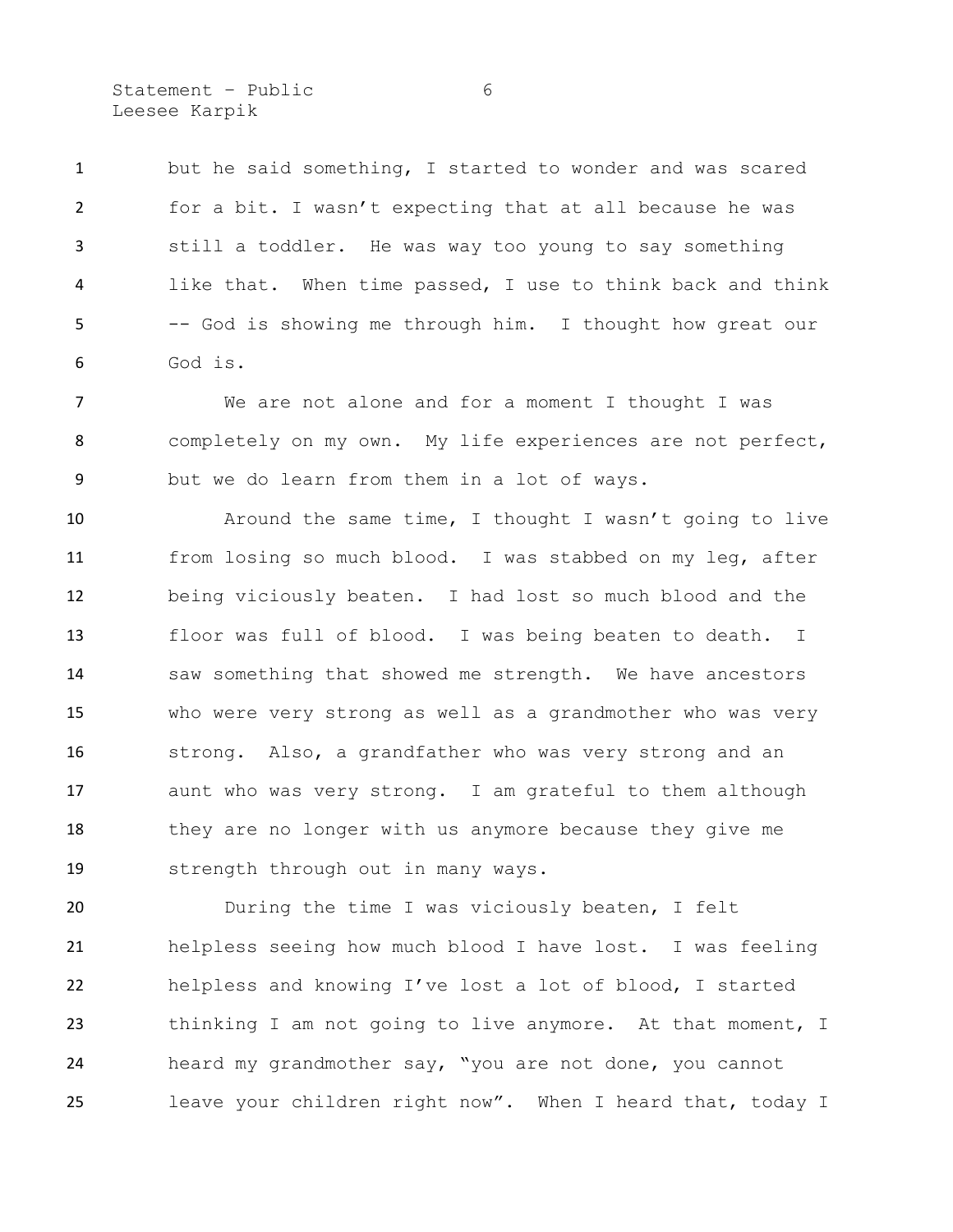but he said something, I started to wonder and was scared for a bit. I wasn't expecting that at all because he was still a toddler. He was way too young to say something like that. When time passed, I use to think back and think -- God is showing me through him. I thought how great our God is.

We are not alone and for a moment I thought I was completely on my own. My life experiences are not perfect, but we do learn from them in a lot of ways.

Around the same time, I thought I wasn't going to live from losing so much blood. I was stabbed on my leg, after being viciously beaten. I had lost so much blood and the floor was full of blood. I was being beaten to death. I saw something that showed me strength. We have ancestors who were very strong as well as a grandmother who was very strong. Also, a grandfather who was very strong and an aunt who was very strong. I am grateful to them although they are no longer with us anymore because they give me strength through out in many ways.

During the time I was viciously beaten, I felt helpless seeing how much blood I have lost. I was feeling helpless and knowing I've lost a lot of blood, I started thinking I am not going to live anymore. At that moment, I heard my grandmother say, "you are not done, you cannot leave your children right now". When I heard that, today I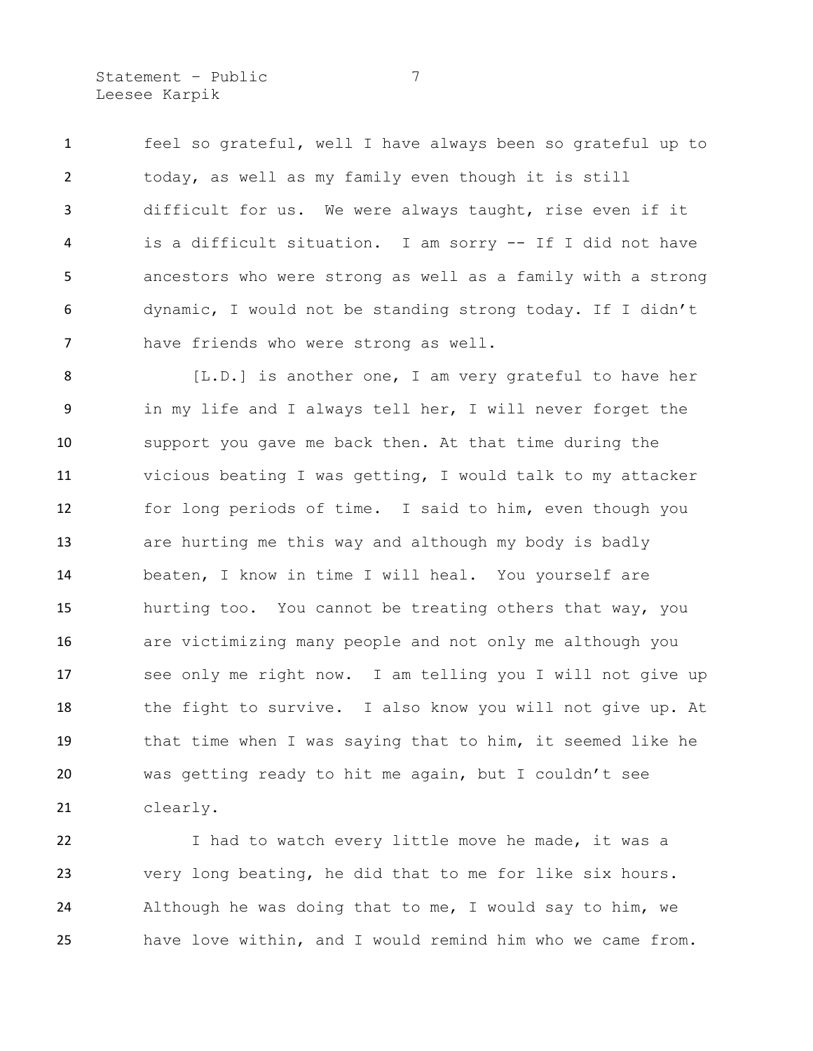feel so grateful, well I have always been so grateful up to today, as well as my family even though it is still difficult for us. We were always taught, rise even if it is a difficult situation. I am sorry -- If I did not have ancestors who were strong as well as a family with a strong dynamic, I would not be standing strong today. If I didn't have friends who were strong as well.

[L.D.] is another one, I am very grateful to have her in my life and I always tell her, I will never forget the support you gave me back then. At that time during the vicious beating I was getting, I would talk to my attacker for long periods of time. I said to him, even though you are hurting me this way and although my body is badly beaten, I know in time I will heal. You yourself are hurting too. You cannot be treating others that way, you are victimizing many people and not only me although you see only me right now. I am telling you I will not give up the fight to survive. I also know you will not give up. At that time when I was saying that to him, it seemed like he was getting ready to hit me again, but I couldn't see clearly.

I had to watch every little move he made, it was a very long beating, he did that to me for like six hours. Although he was doing that to me, I would say to him, we have love within, and I would remind him who we came from.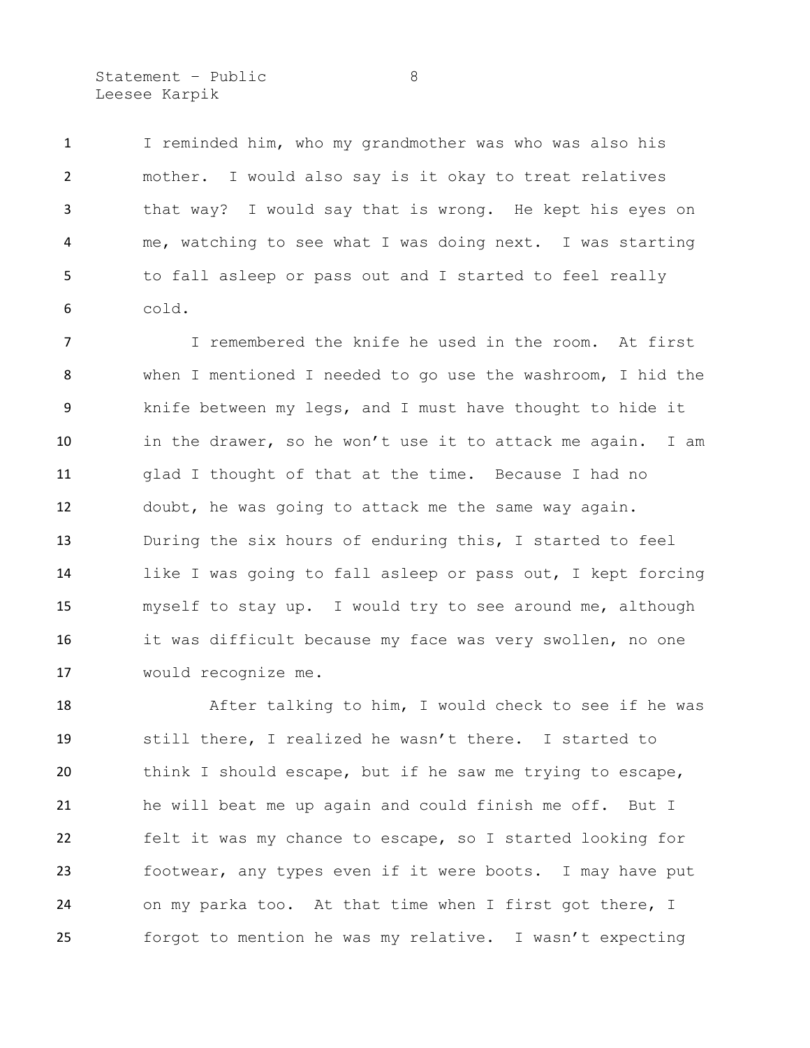I reminded him, who my grandmother was who was also his mother. I would also say is it okay to treat relatives that way? I would say that is wrong. He kept his eyes on me, watching to see what I was doing next. I was starting to fall asleep or pass out and I started to feel really cold.

I remembered the knife he used in the room. At first when I mentioned I needed to go use the washroom, I hid the knife between my legs, and I must have thought to hide it in the drawer, so he won't use it to attack me again. I am glad I thought of that at the time. Because I had no doubt, he was going to attack me the same way again. During the six hours of enduring this, I started to feel like I was going to fall asleep or pass out, I kept forcing myself to stay up. I would try to see around me, although it was difficult because my face was very swollen, no one would recognize me.

After talking to him, I would check to see if he was still there, I realized he wasn't there. I started to think I should escape, but if he saw me trying to escape, he will beat me up again and could finish me off. But I felt it was my chance to escape, so I started looking for footwear, any types even if it were boots. I may have put on my parka too. At that time when I first got there, I forgot to mention he was my relative. I wasn't expecting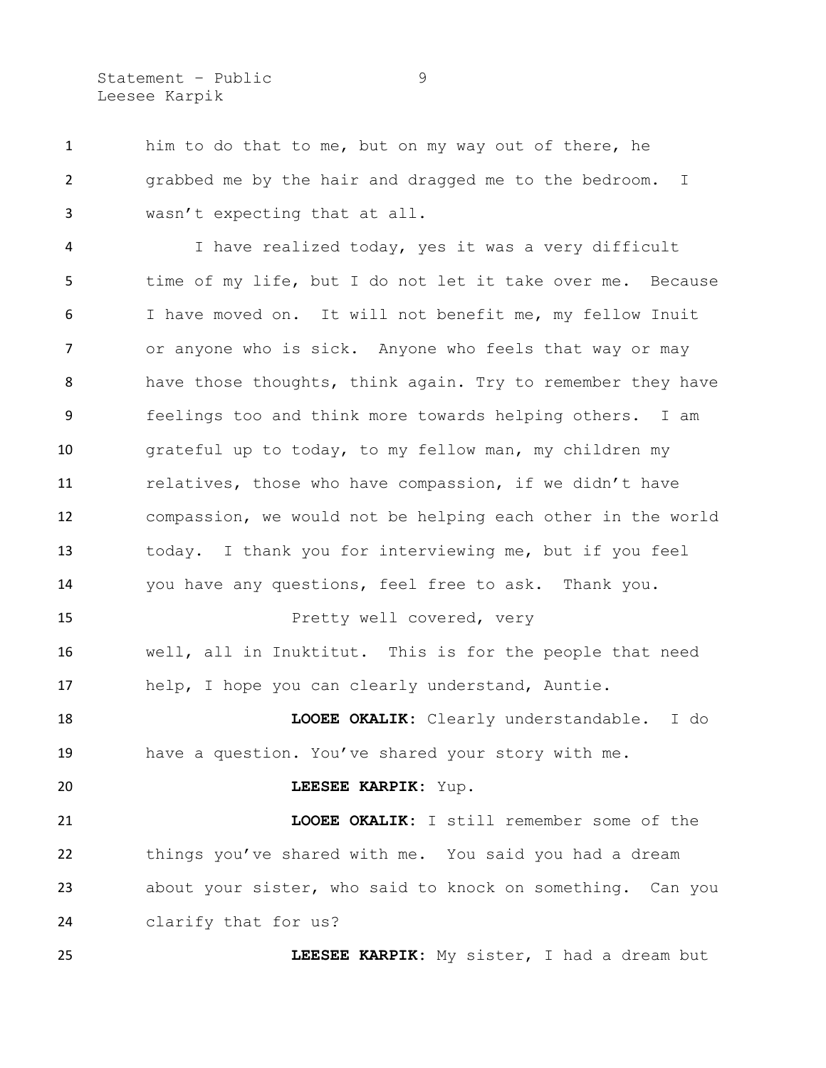him to do that to me, but on my way out of there, he grabbed me by the hair and dragged me to the bedroom. I wasn't expecting that at all.

I have realized today, yes it was a very difficult time of my life, but I do not let it take over me. Because I have moved on. It will not benefit me, my fellow Inuit or anyone who is sick. Anyone who feels that way or may have those thoughts, think again. Try to remember they have feelings too and think more towards helping others. I am grateful up to today, to my fellow man, my children my relatives, those who have compassion, if we didn't have compassion, we would not be helping each other in the world today. I thank you for interviewing me, but if you feel you have any questions, feel free to ask. Thank you.

Pretty well covered, very well, all in Inuktitut. This is for the people that need help, I hope you can clearly understand, Auntie.

**LOOEE OKALIK:** Clearly understandable. I do have a question. You've shared your story with me.

**LEESEE KARPIK:** Yup.

**LOOEE OKALIK:** I still remember some of the things you've shared with me. You said you had a dream about your sister, who said to knock on something. Can you clarify that for us?

**LEESEE KARPIK:** My sister, I had a dream but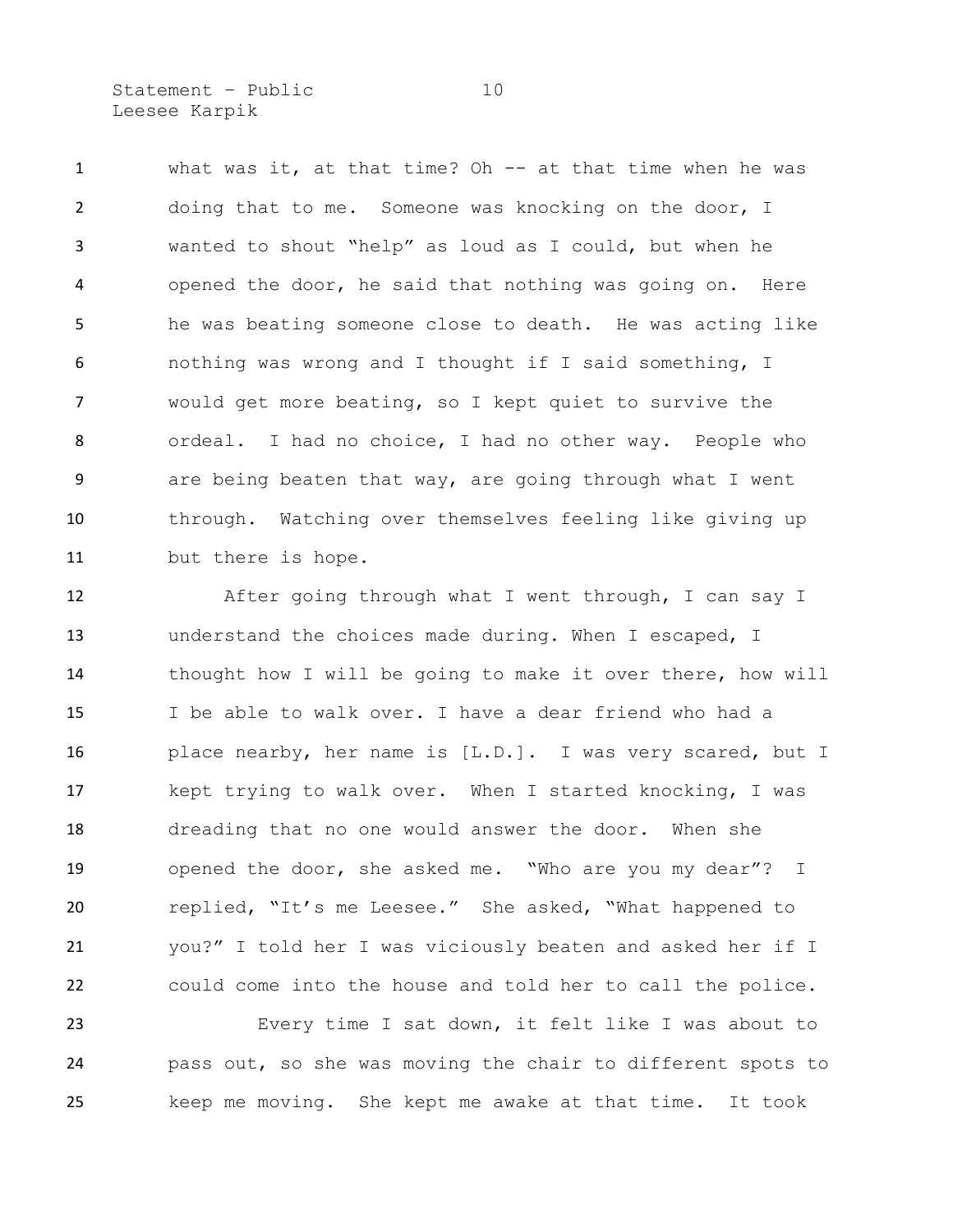what was it, at that time? Oh -- at that time when he was doing that to me. Someone was knocking on the door, I wanted to shout "help" as loud as I could, but when he opened the door, he said that nothing was going on. Here he was beating someone close to death. He was acting like nothing was wrong and I thought if I said something, I would get more beating, so I kept quiet to survive the ordeal. I had no choice, I had no other way. People who are being beaten that way, are going through what I went through. Watching over themselves feeling like giving up but there is hope.

After going through what I went through, I can say I understand the choices made during. When I escaped, I thought how I will be going to make it over there, how will I be able to walk over. I have a dear friend who had a place nearby, her name is [L.D.]. I was very scared, but I kept trying to walk over. When I started knocking, I was dreading that no one would answer the door. When she opened the door, she asked me. "Who are you my dear"? I replied, "It's me Leesee." She asked, "What happened to you?" I told her I was viciously beaten and asked her if I could come into the house and told her to call the police.

Every time I sat down, it felt like I was about to pass out, so she was moving the chair to different spots to keep me moving. She kept me awake at that time. It took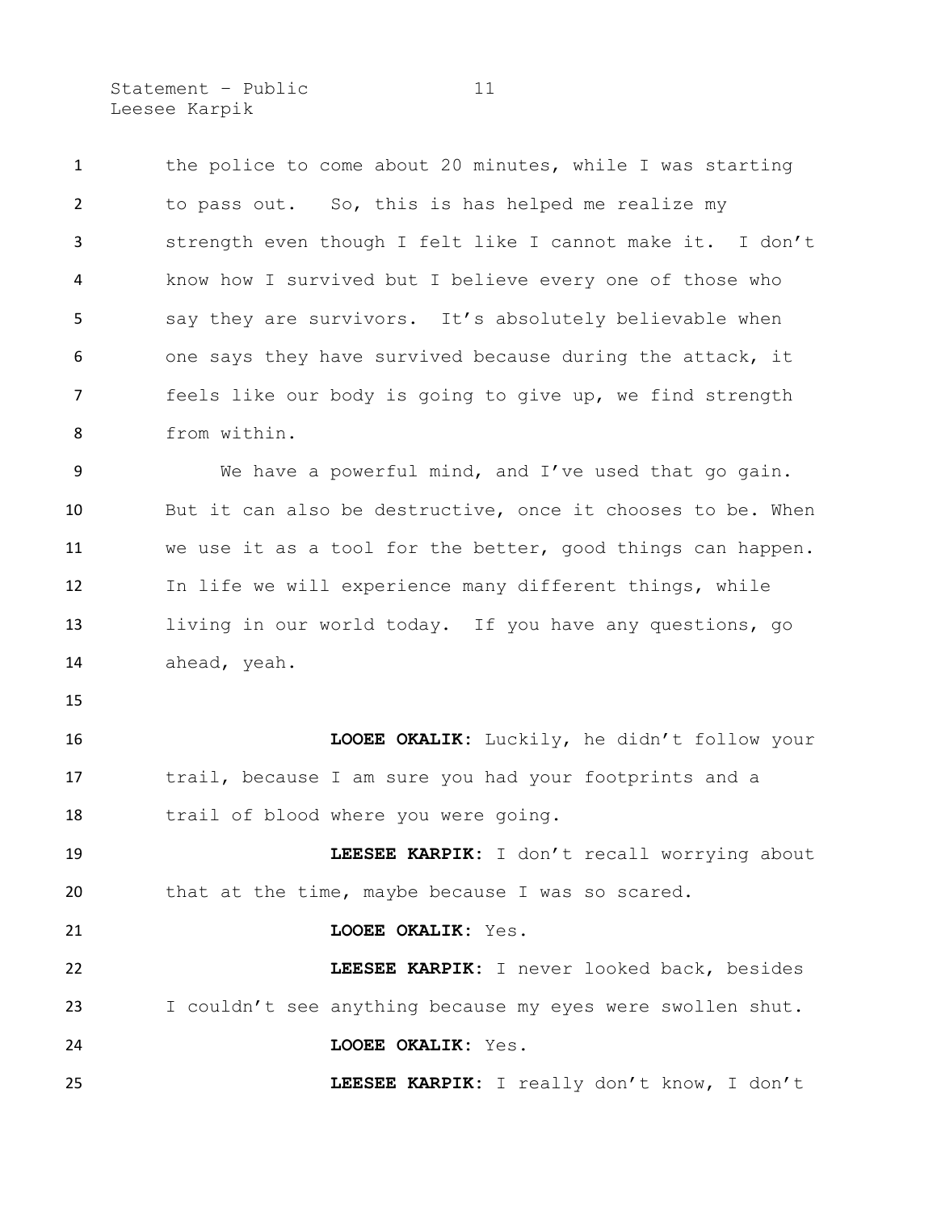the police to come about 20 minutes, while I was starting to pass out. So, this is has helped me realize my strength even though I felt like I cannot make it. I don't know how I survived but I believe every one of those who say they are survivors. It's absolutely believable when one says they have survived because during the attack, it feels like our body is going to give up, we find strength from within.

We have a powerful mind, and I've used that go gain. But it can also be destructive, once it chooses to be. When we use it as a tool for the better, good things can happen. In life we will experience many different things, while living in our world today. If you have any questions, go ahead, yeah.

**LOOEE OKALIK:** Luckily, he didn't follow your trail, because I am sure you had your footprints and a trail of blood where you were going.

**LEESEE KARPIK:** I don't recall worrying about that at the time, maybe because I was so scared.

**LOOEE OKALIK:** Yes.

**LEESEE KARPIK:** I never looked back, besides I couldn't see anything because my eyes were swollen shut.

**LOOEE OKALIK:** Yes.

**LEESEE KARPIK:** I really don't know, I don't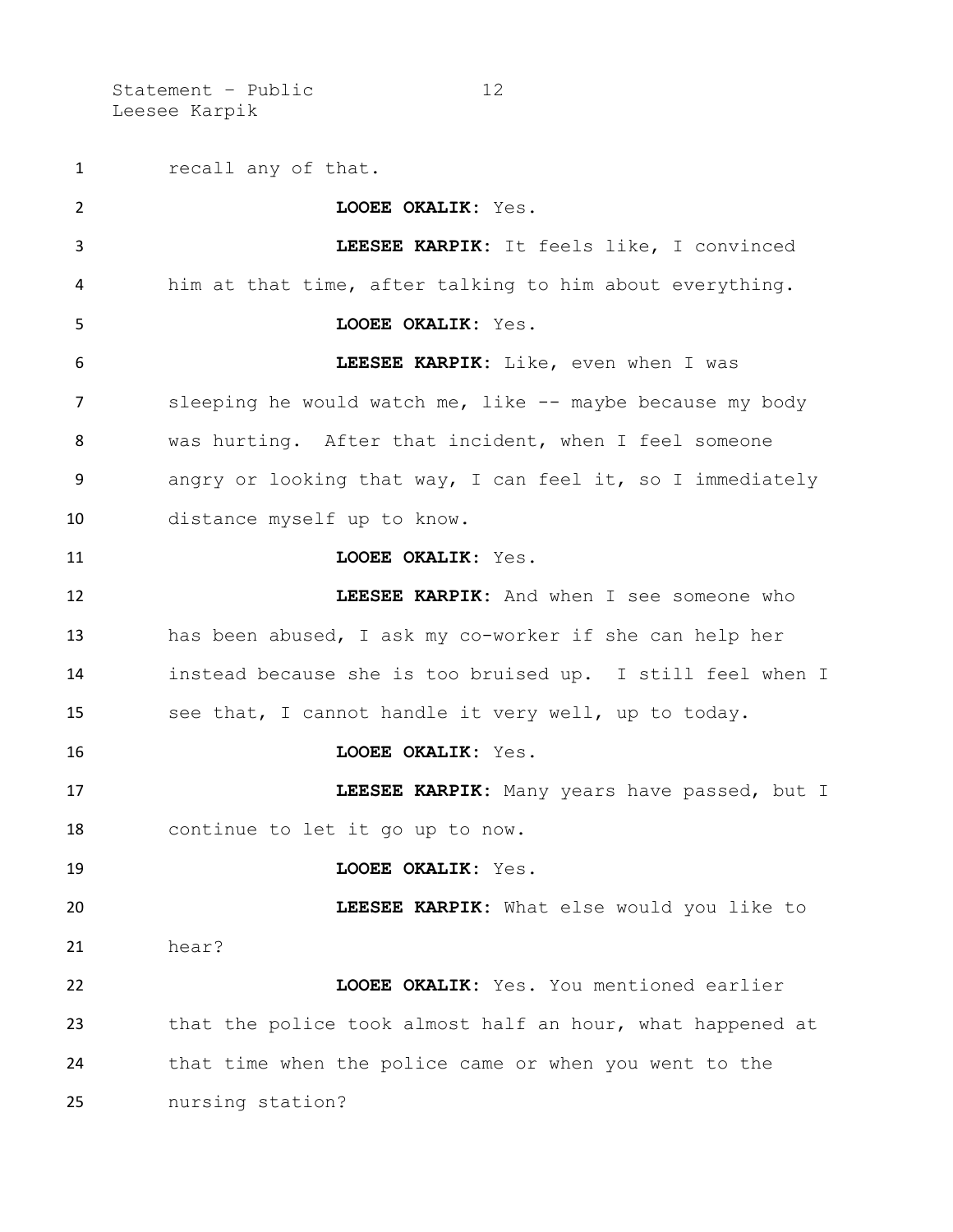recall any of that.

**LOOEE OKALIK:** Yes.

**LEESEE KARPIK:** It feels like, I convinced him at that time, after talking to him about everything.

**LOOEE OKALIK:** Yes.

**LEESEE KARPIK:** Like, even when I was sleeping he would watch me, like -- maybe because my body was hurting. After that incident, when I feel someone angry or looking that way, I can feel it, so I immediately distance myself up to know.

**LOOEE OKALIK:** Yes.

**LEESEE KARPIK:** And when I see someone who has been abused, I ask my co-worker if she can help her instead because she is too bruised up. I still feel when I see that, I cannot handle it very well, up to today.

**LOOEE OKALIK:** Yes.

**LEESEE KARPIK:** Many years have passed, but I continue to let it go up to now.

**LOOEE OKALIK:** Yes.

**LEESEE KARPIK:** What else would you like to hear?

**LOOEE OKALIK:** Yes. You mentioned earlier that the police took almost half an hour, what happened at that time when the police came or when you went to the nursing station?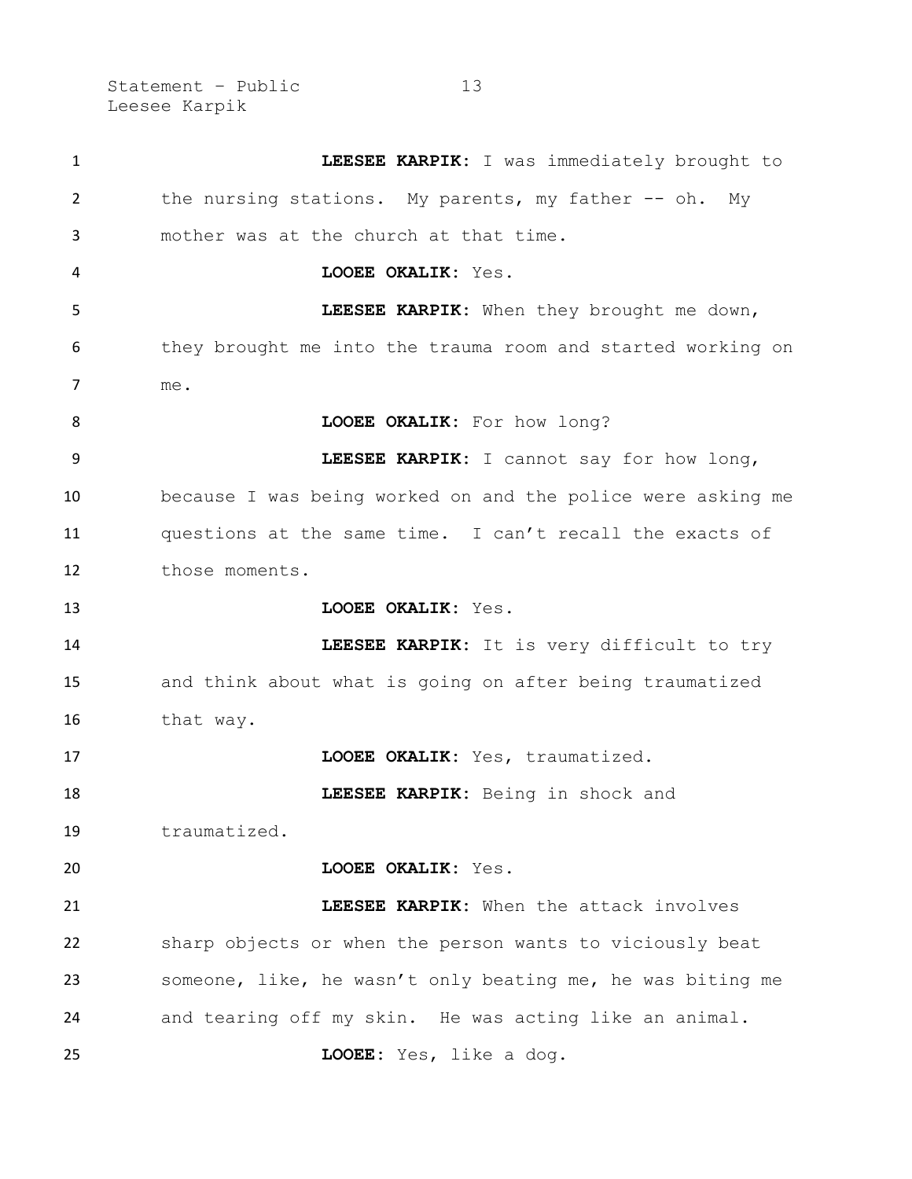**LEESEE KARPIK:** I was immediately brought to the nursing stations. My parents, my father -- oh. My mother was at the church at that time.

**LOOEE OKALIK:** Yes.

**LEESEE KARPIK:** When they brought me down, they brought me into the trauma room and started working on me.

**LOOEE OKALIK:** For how long?

**LEESEE KARPIK:** I cannot say for how long, because I was being worked on and the police were asking me questions at the same time. I can't recall the exacts of those moments.

**LOOEE OKALIK:** Yes.

**LEESEE KARPIK:** It is very difficult to try and think about what is going on after being traumatized that way.

**LOOEE OKALIK:** Yes, traumatized.

**LEESEE KARPIK:** Being in shock and traumatized.

**LOOEE OKALIK:** Yes.

**LEESEE KARPIK:** When the attack involves sharp objects or when the person wants to viciously beat someone, like, he wasn't only beating me, he was biting me and tearing off my skin. He was acting like an animal.

**LOOEE:** Yes, like a dog.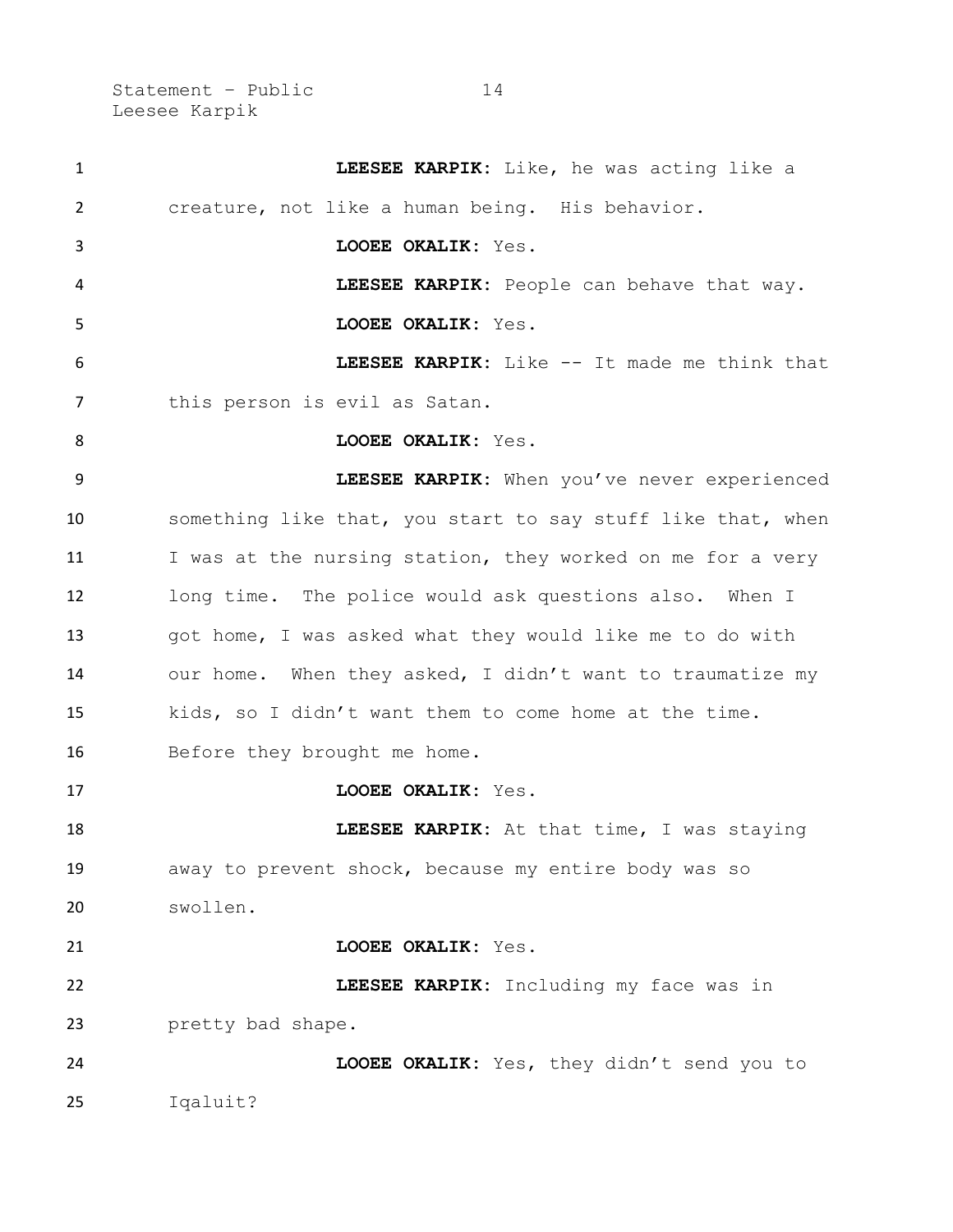**LEESEE KARPIK**: Like, he was acting like a creature, not like a human being. His behavior.

**LOOEE OKALIK**: Yes.

**LEESEE KARPIK**: People can behave that way.

**LOOEE OKALIK**: Yes.

**LEESEE KARPIK**: Like -- It made me think that this person is evil as Satan.

**LOOEE OKALIK**: Yes.

**LEESEE KARPIK**: When you've never experienced something like that, you start to say stuff like that, when I was at the nursing station, they worked on me for a very long time. The police would ask questions also. When I got home, I was asked what they would like me to do with our home. When they asked, I didn't want to traumatize my kids, so I didn't want them to come home at the time. Before they brought me home.

**LOOEE OKALIK**: Yes.

**LEESEE KARPIK**: At that time, I was staying away to prevent shock, because my entire body was so swollen.

**LOOEE OKALIK**: Yes.

**LEESEE KARPIK**: Including my face was in pretty bad shape.

**LOOEE OKALIK**: Yes, they didn't send you to Iqaluit?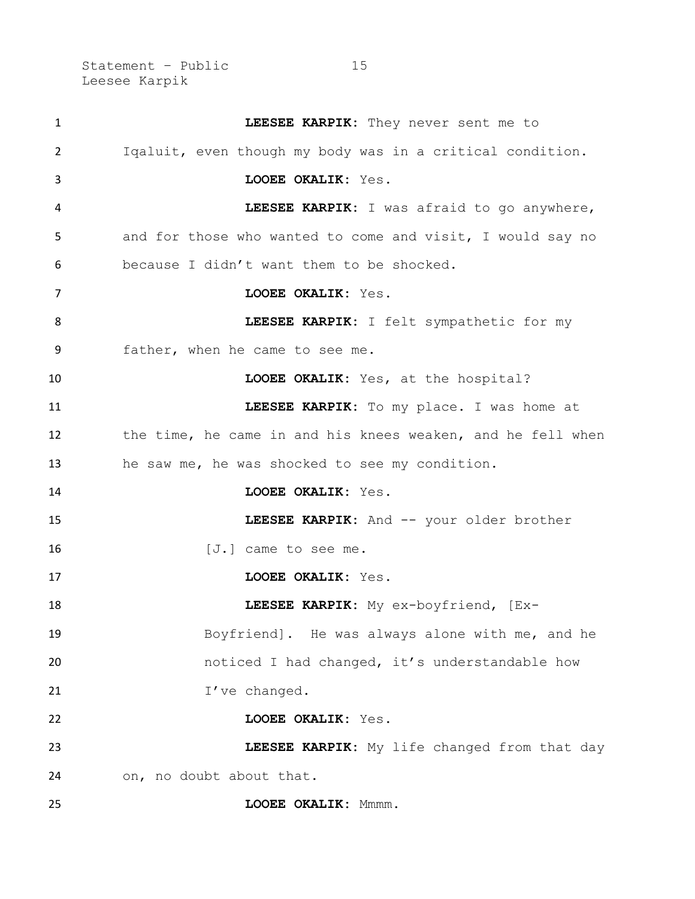**LEESEE KARPIK**: They never sent me to Iqaluit, even though my body was in a critical condition.

**LOOEE OKALIK**: Yes.

**LEESEE KARPIK**: I was afraid to go anywhere, and for those who wanted to come and visit, I would say no because I didn't want them to be shocked.

**LOOEE OKALIK**: Yes.

**LEESEE KARPIK**: I felt sympathetic for my father, when he came to see me.

**LOOEE OKALIK**: Yes, at the hospital?

**LEESEE KARPIK**: To my place. I was home at the time, he came in and his knees weaken, and he fell when he saw me, he was shocked to see my condition.

**LOOEE OKALIK**: Yes.

**LEESEE KARPIK**: And -- your older brother [J.] came to see me.

**LOOEE OKALIK**: Yes.

**LEESEE KARPIK**: My ex-boyfriend, [Ex-Boyfriend]. He was always alone with me, and he noticed I had changed, it's understandable how I've changed.

**LOOEE OKALIK**: Yes.

**LEESEE KARPIK**: My life changed from that day on, no doubt about that.

**LOOEE OKALIK**: Mmmm.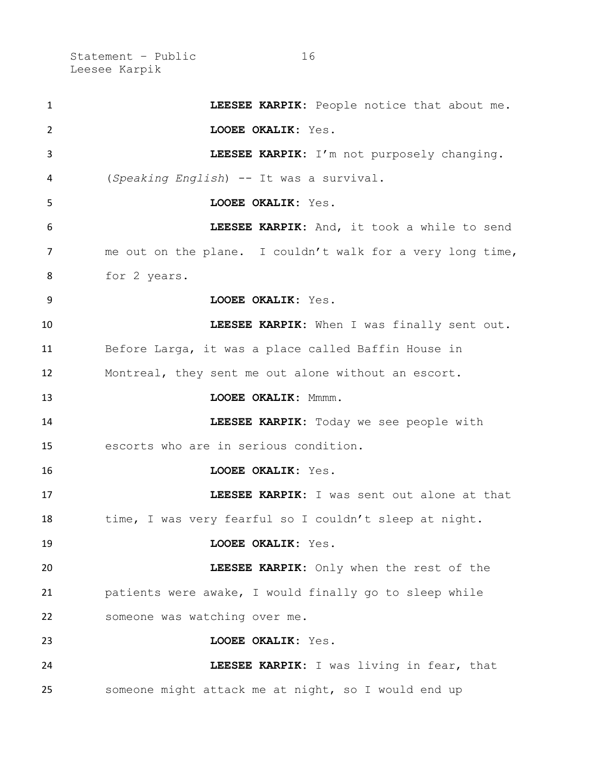**LEESEE KARPIK:** People notice that about me.

**LOOEE OKALIK:** Yes.

**LEESEE KARPIK:** I'm not purposely changing. (*Speaking English*) -- It was a survival.

**LOOEE OKALIK:** Yes.

**LEESEE KARPIK:** And, it took a while to send me out on the plane. I couldn't walk for a very long time, for 2 years.

**LOOEE OKALIK:** Yes.

**LEESEE KARPIK:** When I was finally sent out. Before Larga, it was a place called Baffin House in Montreal, they sent me out alone without an escort.

**LOOEE OKALIK:** Mmmm.

**LEESEE KARPIK:** Today we see people with escorts who are in serious condition.

**LOOEE OKALIK:** Yes.

**LEESEE KARPIK:** I was sent out alone at that time, I was very fearful so I couldn't sleep at night.

**LOOEE OKALIK:** Yes.

**LEESEE KARPIK:** Only when the rest of the patients were awake, I would finally go to sleep while someone was watching over me.

**LOOEE OKALIK:** Yes.

**LEESEE KARPIK:** I was living in fear, that someone might attack me at night, so I would end up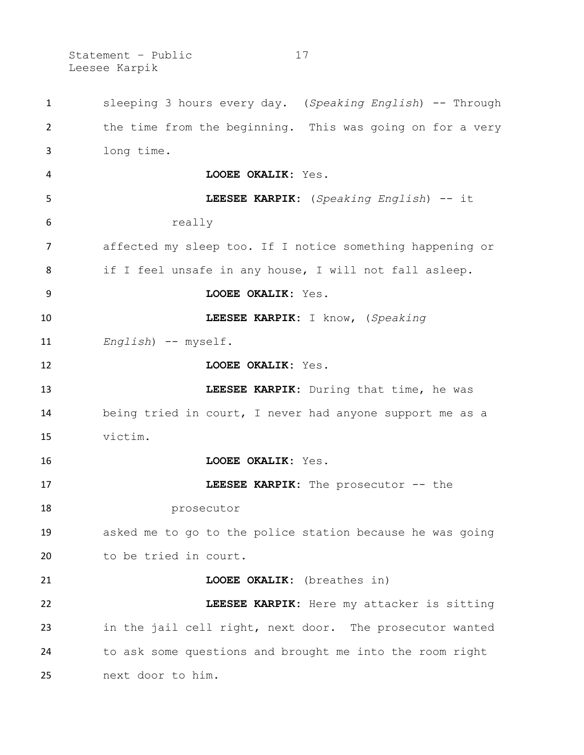sleeping 3 hours every day. (*Speaking English*) -- Through the time from the beginning. This was going on for a very long time.

**LOOEE OKALIK**: Yes.

**LEESEE KARPIK**: (*Speaking English*) -- it really affected my sleep too. If I notice something happening or if I feel unsafe in any house, I will not fall asleep.

**LOOEE OKALIK**: Yes.

**LEESEE KARPIK**: I know, (*Speaking English*) -- myself.

**LOOEE OKALIK**: Yes.

**LEESEE KARPIK**: During that time, he was being tried in court, I never had anyone support me as a victim.

**LOOEE OKALIK**: Yes.

**LEESEE KARPIK**: The prosecutor -- the prosecutor asked me to go to the police station because he was going to be tried in court.

**LOOEE OKALIK**: (breathes in)

**LEESEE KARPIK**: Here my attacker is sitting in the jail cell right, next door. The prosecutor wanted to ask some questions and brought me into the room right next door to him.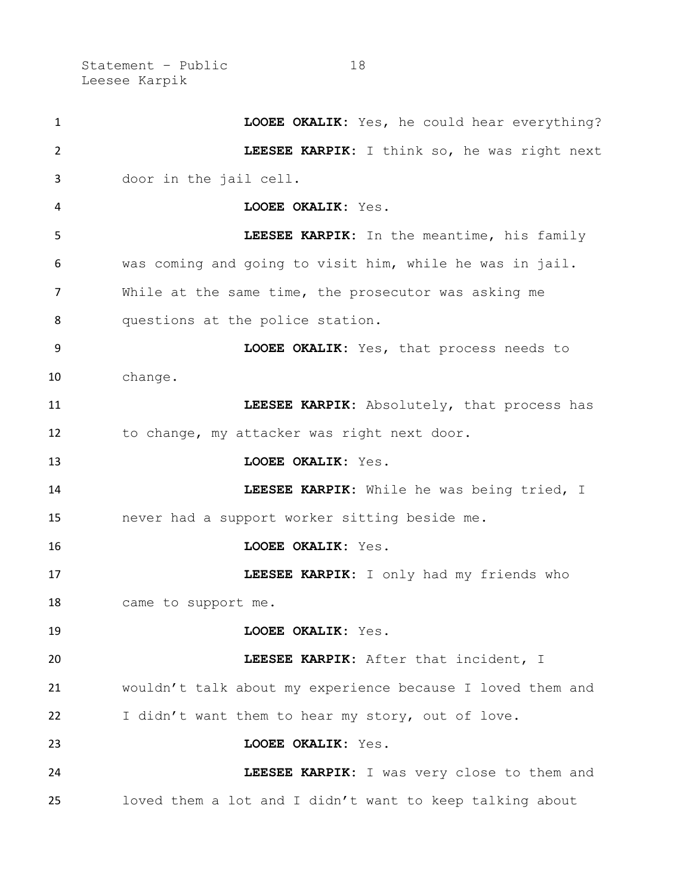**LOOEE OKALIK**: Yes, he could hear everything?

**LEESEE KARPIK**: I think so, he was right next door in the jail cell.

**LOOEE OKALIK**: Yes.

**LEESEE KARPIK**: In the meantime, his family was coming and going to visit him, while he was in jail. While at the same time, the prosecutor was asking me questions at the police station.

**LOOEE OKALIK**: Yes, that process needs to change.

**LEESEE KARPIK**: Absolutely, that process has to change, my attacker was right next door.

**LOOEE OKALIK**: Yes.

**LEESEE KARPIK**: While he was being tried, I never had a support worker sitting beside me.

**LOOEE OKALIK**: Yes.

**LEESEE KARPIK**: I only had my friends who came to support me.

**LOOEE OKALIK**: Yes.

**LEESEE KARPIK**: After that incident, I wouldn't talk about my experience because I loved them and I didn't want them to hear my story, out of love.

**LOOEE OKALIK**: Yes.

**LEESEE KARPIK**: I was very close to them and loved them a lot and I didn't want to keep talking about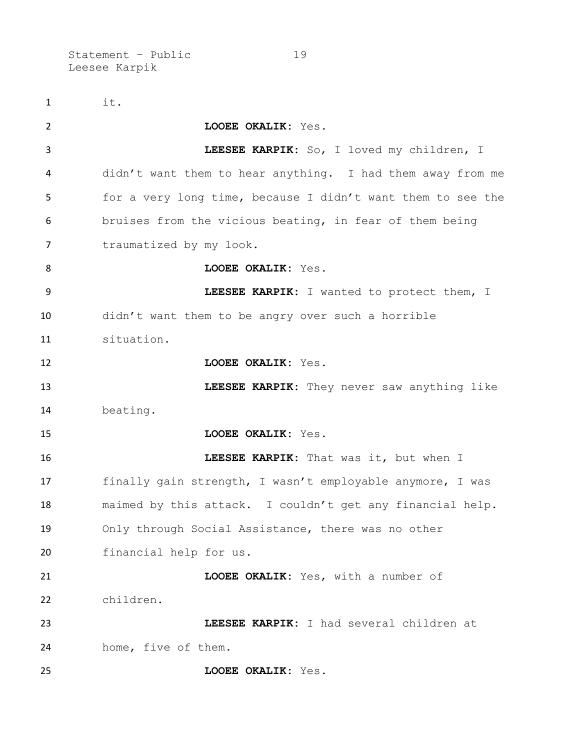it.

**LOOEE OKALIK**: Yes.

**LEESEE KARPIK**: So, I loved my children, I didn't want them to hear anything. I had them away from me for a very long time, because I didn't want them to see the bruises from the vicious beating, in fear of them being traumatized by my look.

**LOOEE OKALIK**: Yes.

**LEESEE KARPIK**: I wanted to protect them, I didn't want them to be angry over such a horrible situation.

**LOOEE OKALIK**: Yes.

**LEESEE KARPIK**: They never saw anything like beating.

**LOOEE OKALIK**: Yes.

**LEESEE KARPIK**: That was it, but when I finally gain strength, I wasn't employable anymore, I was maimed by this attack. I couldn't get any financial help. Only through Social Assistance, there was no other financial help for us.

**LOOEE OKALIK**: Yes, with a number of children.

**LEESEE KARPIK**: I had several children at home, five of them.

**LOOEE OKALIK**: Yes.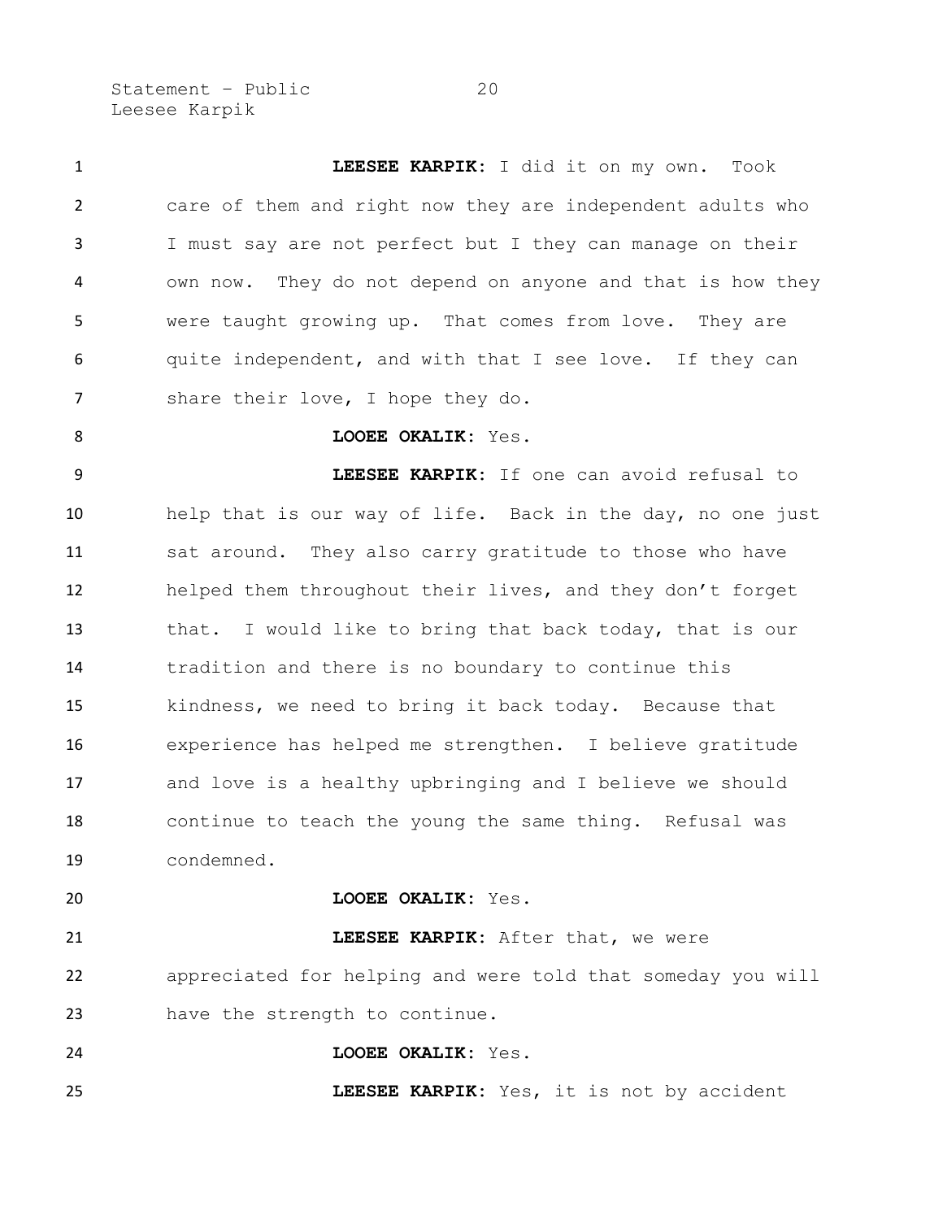**LEESEE KARPIK:** I did it on my own. Took care of them and right now they are independent adults who I must say are not perfect but I they can manage on their own now. They do not depend on anyone and that is how they were taught growing up. That comes from love. They are quite independent, and with that I see love. If they can share their love, I hope they do.

**LOOEE OKALIK:** Yes.

**LEESEE KARPIK:** If one can avoid refusal to help that is our way of life. Back in the day, no one just sat around. They also carry gratitude to those who have helped them throughout their lives, and they don't forget that. I would like to bring that back today, that is our tradition and there is no boundary to continue this kindness, we need to bring it back today. Because that experience has helped me strengthen. I believe gratitude and love is a healthy upbringing and I believe we should continue to teach the young the same thing. Refusal was condemned.

**LOOEE OKALIK:** Yes.

**LEESEE KARPIK:** After that, we were appreciated for helping and were told that someday you will have the strength to continue.

**LOOEE OKALIK:** Yes.

**LEESEE KARPIK:** Yes, it is not by accident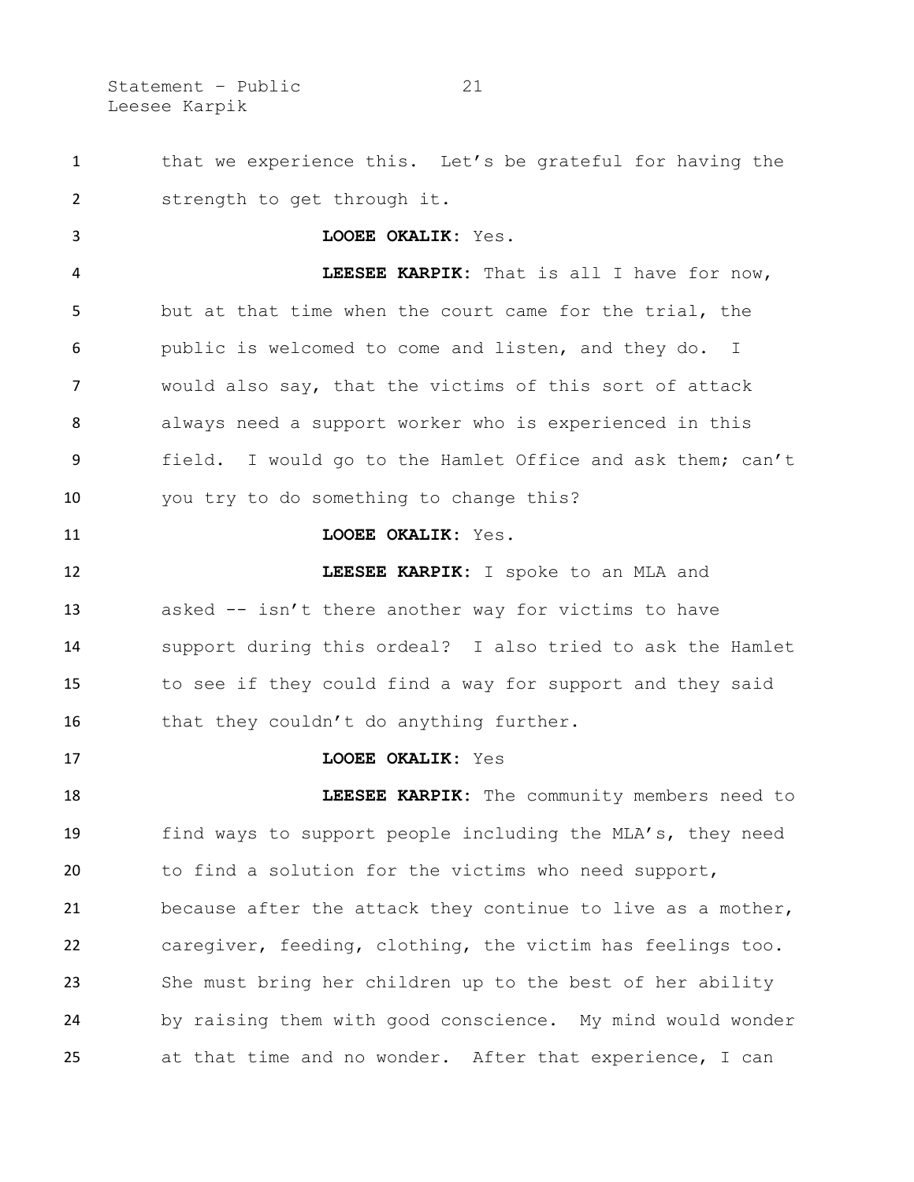that we experience this. Let's be grateful for having the strength to get through it.

**LOOEE OKALIK:** Yes.

**LEESEE KARPIK:** That is all I have for now, but at that time when the court came for the trial, the public is welcomed to come and listen, and they do. I would also say, that the victims of this sort of attack always need a support worker who is experienced in this field. I would go to the Hamlet Office and ask them; can't you try to do something to change this?

**LOOEE OKALIK:** Yes.

**LEESEE KARPIK:** I spoke to an MLA and asked -- isn't there another way for victims to have support during this ordeal? I also tried to ask the Hamlet to see if they could find a way for support and they said that they couldn't do anything further.

**LOOEE OKALIK:** Yes

**LEESEE KARPIK:** The community members need to find ways to support people including the MLA's, they need to find a solution for the victims who need support, because after the attack they continue to live as a mother, caregiver, feeding, clothing, the victim has feelings too. She must bring her children up to the best of her ability by raising them with good conscience. My mind would wonder at that time and no wonder. After that experience, I can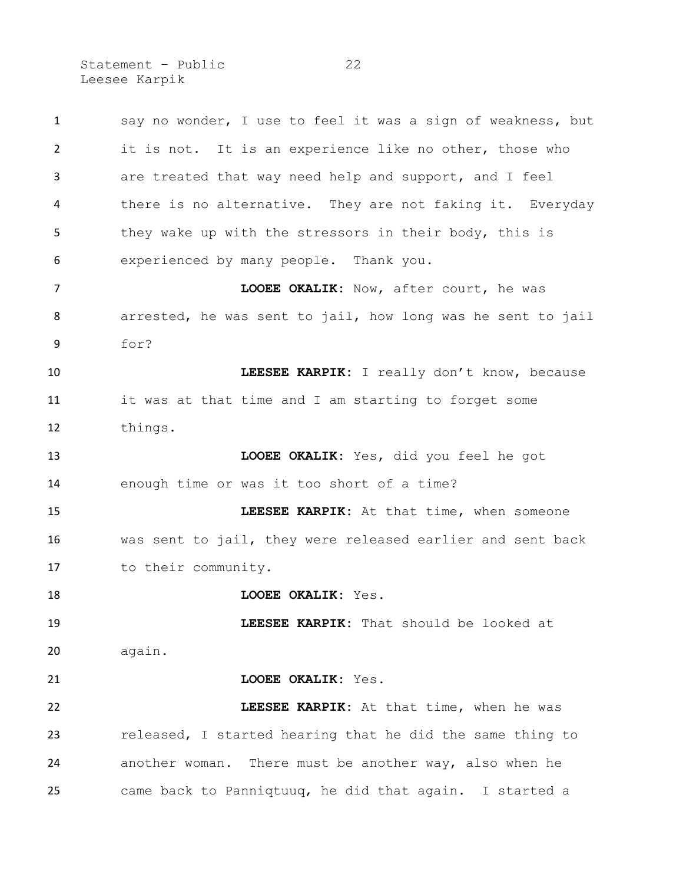say no wonder, I use to feel it was a sign of weakness, but it is not. It is an experience like no other, those who are treated that way need help and support, and I feel there is no alternative. They are not faking it. Everyday they wake up with the stressors in their body, this is experienced by many people. Thank you.

**LOOEE OKALIK:** Now, after court, he was arrested, he was sent to jail, how long was he sent to jail for?

**LEESEE KARPIK:** I really don't know, because it was at that time and I am starting to forget some things.

**LOOEE OKALIK:** Yes, did you feel he got enough time or was it too short of a time?

**LEESEE KARPIK:** At that time, when someone was sent to jail, they were released earlier and sent back to their community.

**LOOEE OKALIK:** Yes.

**LEESEE KARPIK:** That should be looked at again.

**LOOEE OKALIK:** Yes.

**LEESEE KARPIK:** At that time, when he was released, I started hearing that he did the same thing to another woman. There must be another way, also when he came back to Panniqtuuq, he did that again. I started a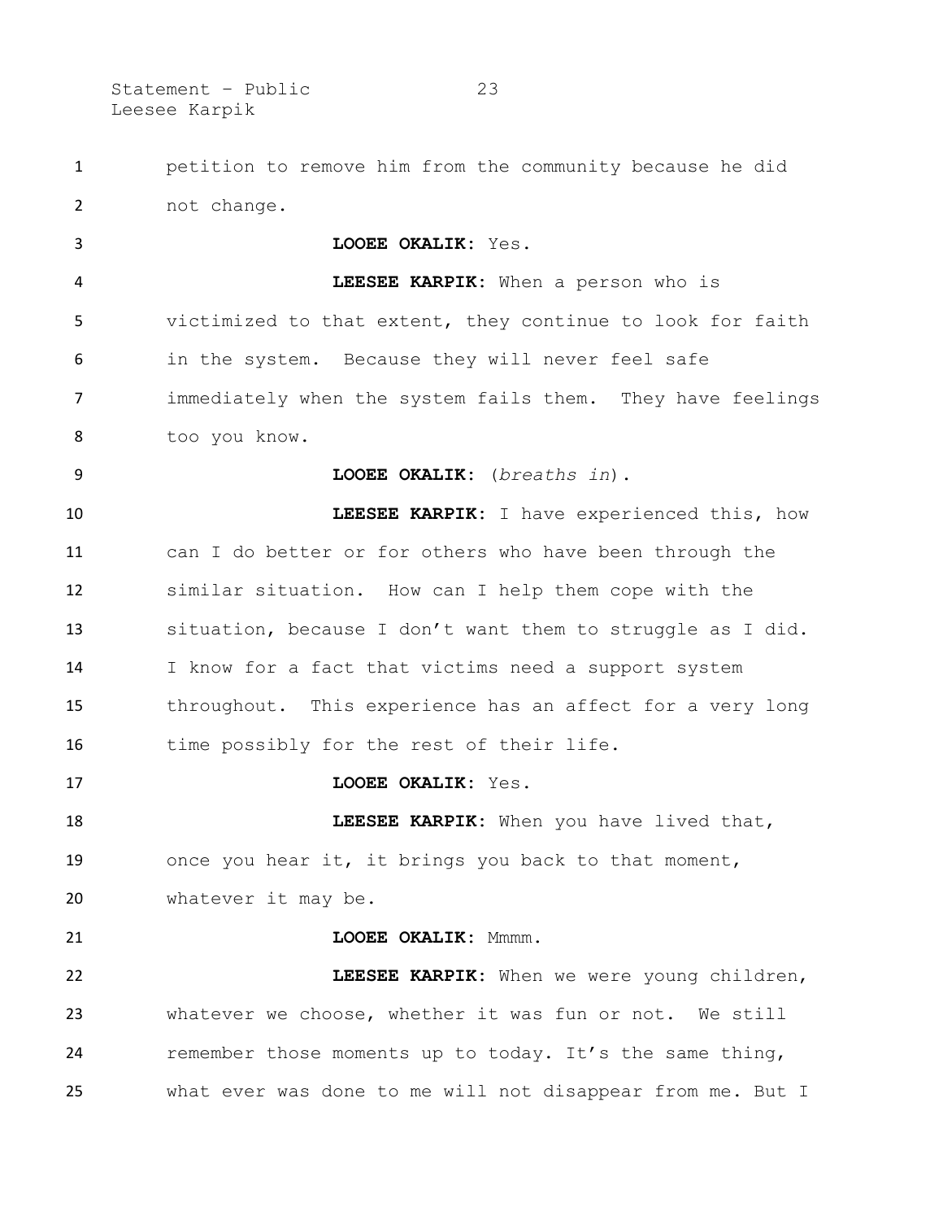petition to remove him from the community because he did not change.

**LOOEE OKALIK:** Yes.

**LEESEE KARPIK:** When a person who is victimized to that extent, they continue to look for faith in the system. Because they will never feel safe immediately when the system fails them. They have feelings too you know.

**LOOEE OKALIK:** (*breaths in*).

**LEESEE KARPIK:** I have experienced this, how can I do better or for others who have been through the similar situation. How can I help them cope with the situation, because I don't want them to struggle as I did. I know for a fact that victims need a support system throughout. This experience has an affect for a very long time possibly for the rest of their life.

**LOOEE OKALIK:** Yes.

**LEESEE KARPIK:** When you have lived that, once you hear it, it brings you back to that moment, whatever it may be.

**LOOEE OKALIK:** Mmmm.

**LEESEE KARPIK:** When we were young children, whatever we choose, whether it was fun or not. We still remember those moments up to today. It's the same thing, what ever was done to me will not disappear from me. But I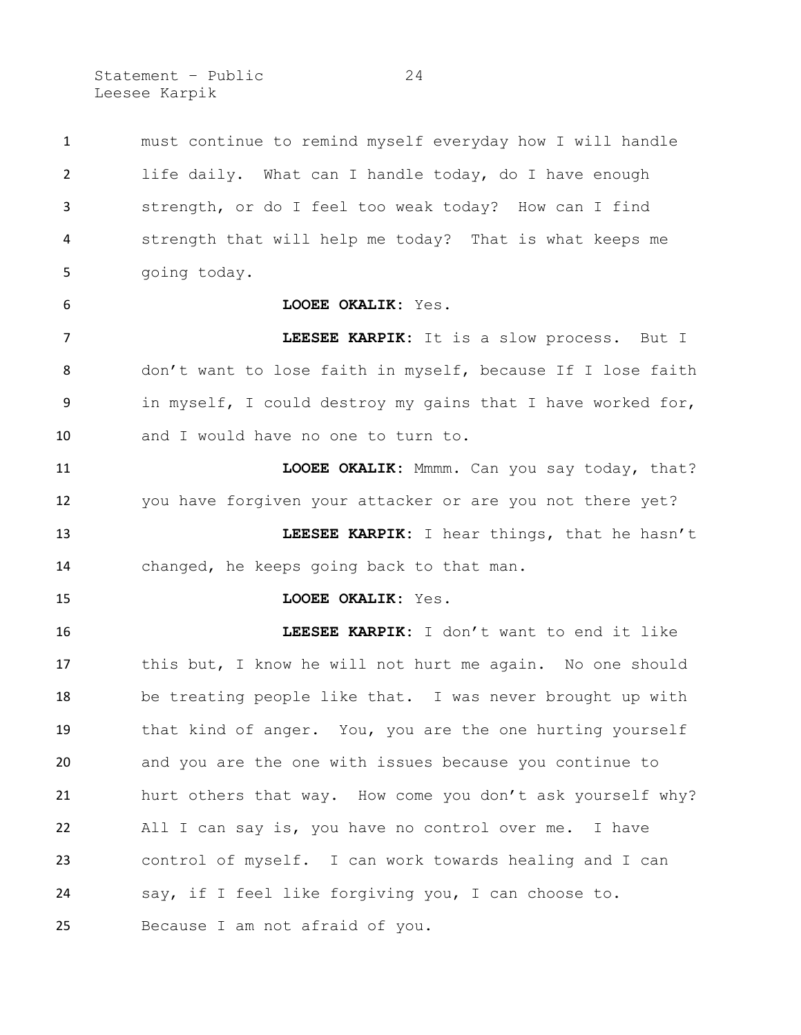must continue to remind myself everyday how I will handle life daily. What can I handle today, do I have enough strength, or do I feel too weak today? How can I find strength that will help me today? That is what keeps me going today.

**LOOEE OKALIK:** Yes.

**LEESEE KARPIK:** It is a slow process. But I don't want to lose faith in myself, because If I lose faith in myself, I could destroy my gains that I have worked for, and I would have no one to turn to.

**LOOEE OKALIK:** Mmmm. Can you say today, that? you have forgiven your attacker or are you not there yet?

**LEESEE KARPIK:** I hear things, that he hasn't changed, he keeps going back to that man.

**LOOEE OKALIK:** Yes.

**LEESEE KARPIK:** I don't want to end it like this but, I know he will not hurt me again. No one should be treating people like that. I was never brought up with that kind of anger. You, you are the one hurting yourself and you are the one with issues because you continue to hurt others that way. How come you don't ask yourself why? All I can say is, you have no control over me. I have control of myself. I can work towards healing and I can say, if I feel like forgiving you, I can choose to. Because I am not afraid of you.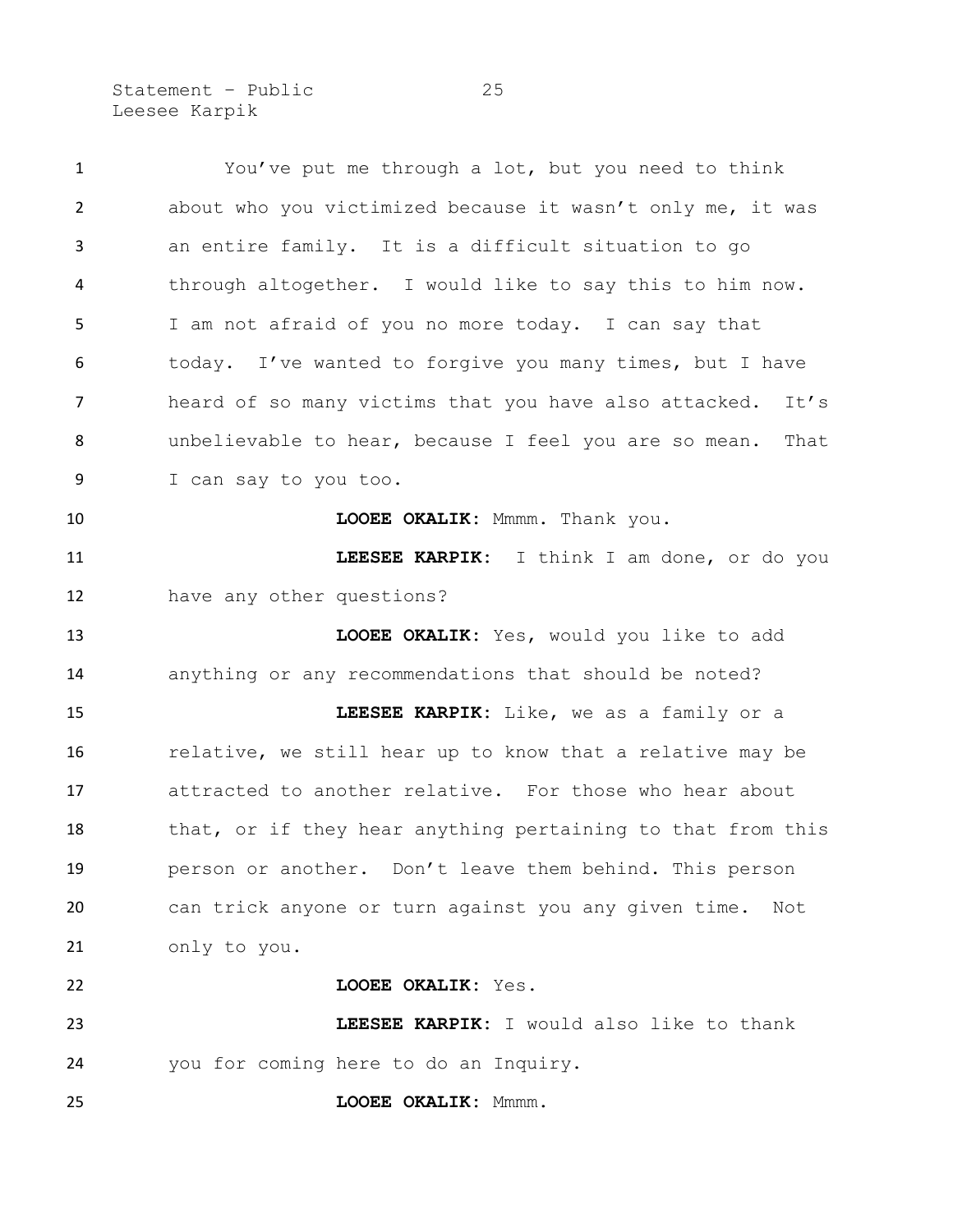You've put me through a lot, but you need to think about who you victimized because it wasn't only me, it was an entire family. It is a difficult situation to go through altogether. I would like to say this to him now. I am not afraid of you no more today. I can say that today. I've wanted to forgive you many times, but I have heard of so many victims that you have also attacked. It's unbelievable to hear, because I feel you are so mean. That I can say to you too.

**LOOEE OKALIK**: Mmmm. Thank you.

**LEESEE KARPIK**: I think I am done, or do you have any other questions?

**LOOEE OKALIK**: Yes, would you like to add anything or any recommendations that should be noted?

**LEESEE KARPIK**: Like, we as a family or a relative, we still hear up to know that a relative may be attracted to another relative. For those who hear about that, or if they hear anything pertaining to that from this person or another. Don't leave them behind. This person can trick anyone or turn against you any given time. Not only to you.

**LOOEE OKALIK**: Yes.

**LEESEE KARPIK**: I would also like to thank you for coming here to do an Inquiry.

**LOOEE OKALIK**: Mmmm.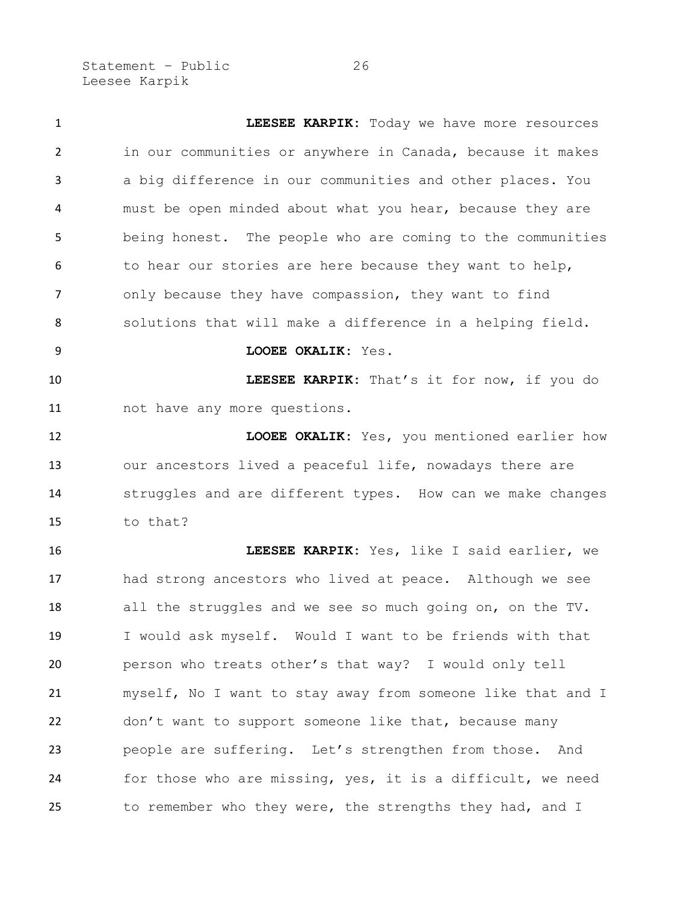**LEESEE KARPIK:** Today we have more resources in our communities or anywhere in Canada, because it makes a big difference in our communities and other places. You must be open minded about what you hear, because they are being honest. The people who are coming to the communities to hear our stories are here because they want to help, only because they have compassion, they want to find solutions that will make a difference in a helping field.

**LOOEE OKALIK:** Yes.

**LEESEE KARPIK:** That's it for now, if you do not have any more questions.

**LOOEE OKALIK:** Yes, you mentioned earlier how our ancestors lived a peaceful life, nowadays there are struggles and are different types. How can we make changes to that?

**LEESEE KARPIK:** Yes, like I said earlier, we had strong ancestors who lived at peace. Although we see all the struggles and we see so much going on, on the TV. I would ask myself. Would I want to be friends with that person who treats other's that way? I would only tell myself, No I want to stay away from someone like that and I don't want to support someone like that, because many people are suffering. Let's strengthen from those. And for those who are missing, yes, it is a difficult, we need to remember who they were, the strengths they had, and I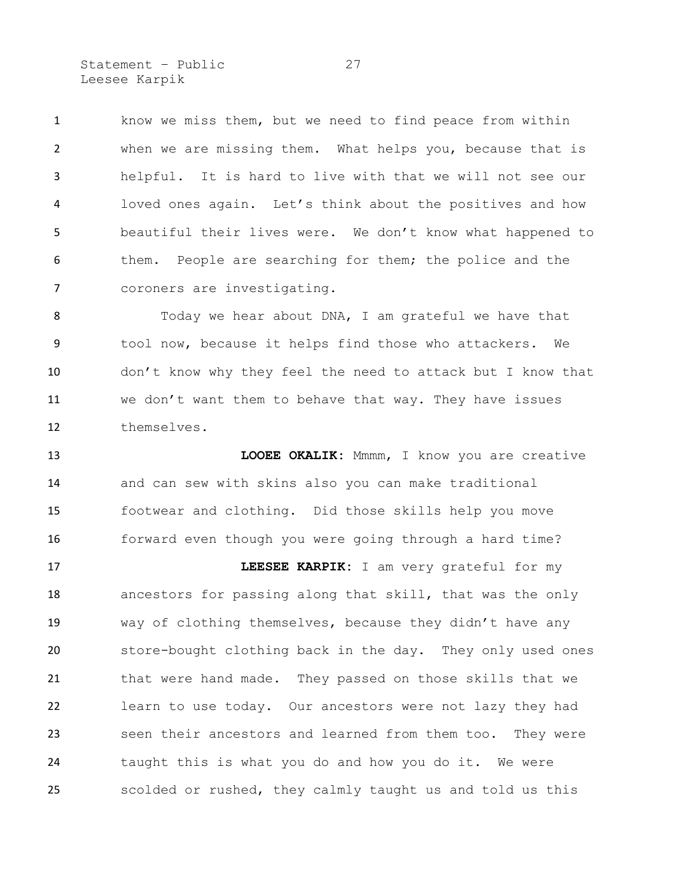know we miss them, but we need to find peace from within when we are missing them. What helps you, because that is helpful. It is hard to live with that we will not see our loved ones again. Let's think about the positives and how beautiful their lives were. We don't know what happened to them. People are searching for them; the police and the coroners are investigating.

Today we hear about DNA, I am grateful we have that tool now, because it helps find those who attackers. We don't know why they feel the need to attack but I know that we don't want them to behave that way. They have issues themselves.

**LOOEE OKALIK:** Mmmm, I know you are creative and can sew with skins also you can make traditional footwear and clothing. Did those skills help you move forward even though you were going through a hard time?

**LEESEE KARPIK:** I am very grateful for my ancestors for passing along that skill, that was the only way of clothing themselves, because they didn't have any store-bought clothing back in the day. They only used ones that were hand made. They passed on those skills that we learn to use today. Our ancestors were not lazy they had seen their ancestors and learned from them too. They were taught this is what you do and how you do it. We were scolded or rushed, they calmly taught us and told us this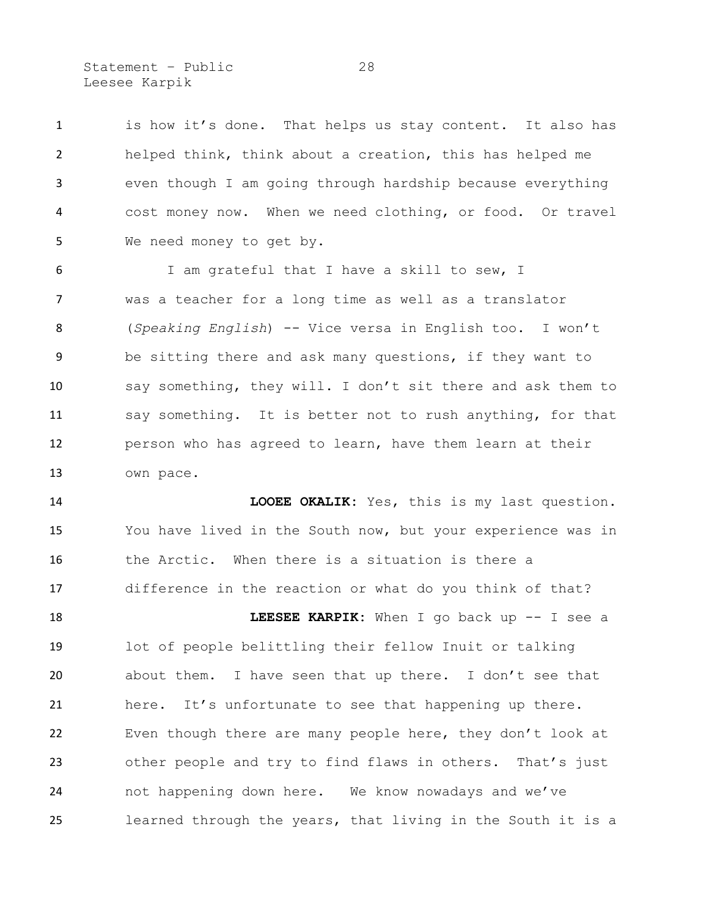is how it's done. That helps us stay content. It also has helped think, think about a creation, this has helped me even though I am going through hardship because everything cost money now. When we need clothing, or food. Or travel We need money to get by.

I am grateful that I have a skill to sew, I was a teacher for a long time as well as a translator (*Speaking English*) -- Vice versa in English too. I won't be sitting there and ask many questions, if they want to say something, they will. I don't sit there and ask them to say something. It is better not to rush anything, for that person who has agreed to learn, have them learn at their own pace.

**LOOEE OKALIK:** Yes, this is my last question. You have lived in the South now, but your experience was in the Arctic. When there is a situation is there a difference in the reaction or what do you think of that?

**LEESEE KARPIK:** When I go back up -- I see a lot of people belittling their fellow Inuit or talking about them. I have seen that up there. I don't see that here. It's unfortunate to see that happening up there. Even though there are many people here, they don't look at other people and try to find flaws in others. That's just not happening down here. We know nowadays and we've learned through the years, that living in the South it is a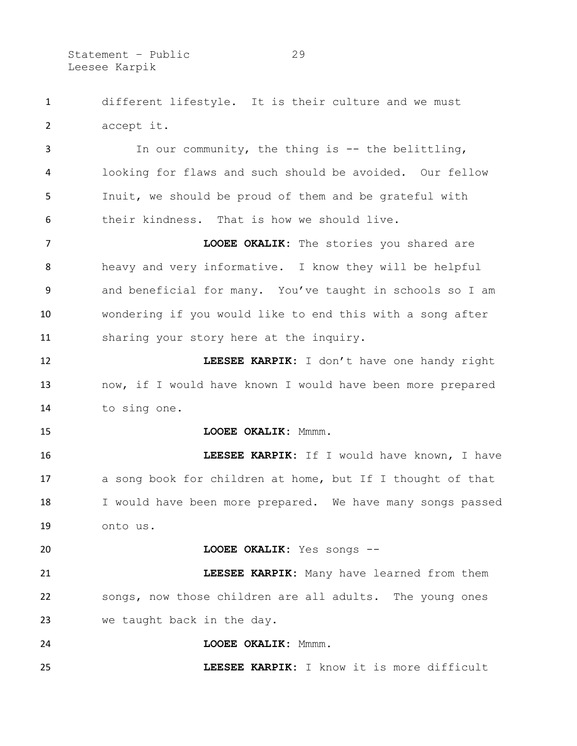different lifestyle. It is their culture and we must accept it.

In our community, the thing is -- the belittling, looking for flaws and such should be avoided. Our fellow Inuit, we should be proud of them and be grateful with their kindness. That is how we should live.

**LOOEE OKALIK:** The stories you shared are heavy and very informative. I know they will be helpful and beneficial for many. You've taught in schools so I am wondering if you would like to end this with a song after sharing your story here at the inquiry.

**LEESEE KARPIK:** I don't have one handy right now, if I would have known I would have been more prepared to sing one.

**LOOEE OKALIK:** Mmmm.

**LEESEE KARPIK:** If I would have known, I have a song book for children at home, but If I thought of that I would have been more prepared. We have many songs passed onto us.

**LOOEE OKALIK:** Yes songs --

**LEESEE KARPIK:** Many have learned from them songs, now those children are all adults. The young ones we taught back in the day.

**LOOEE OKALIK:** Mmmm.

**LEESEE KARPIK:** I know it is more difficult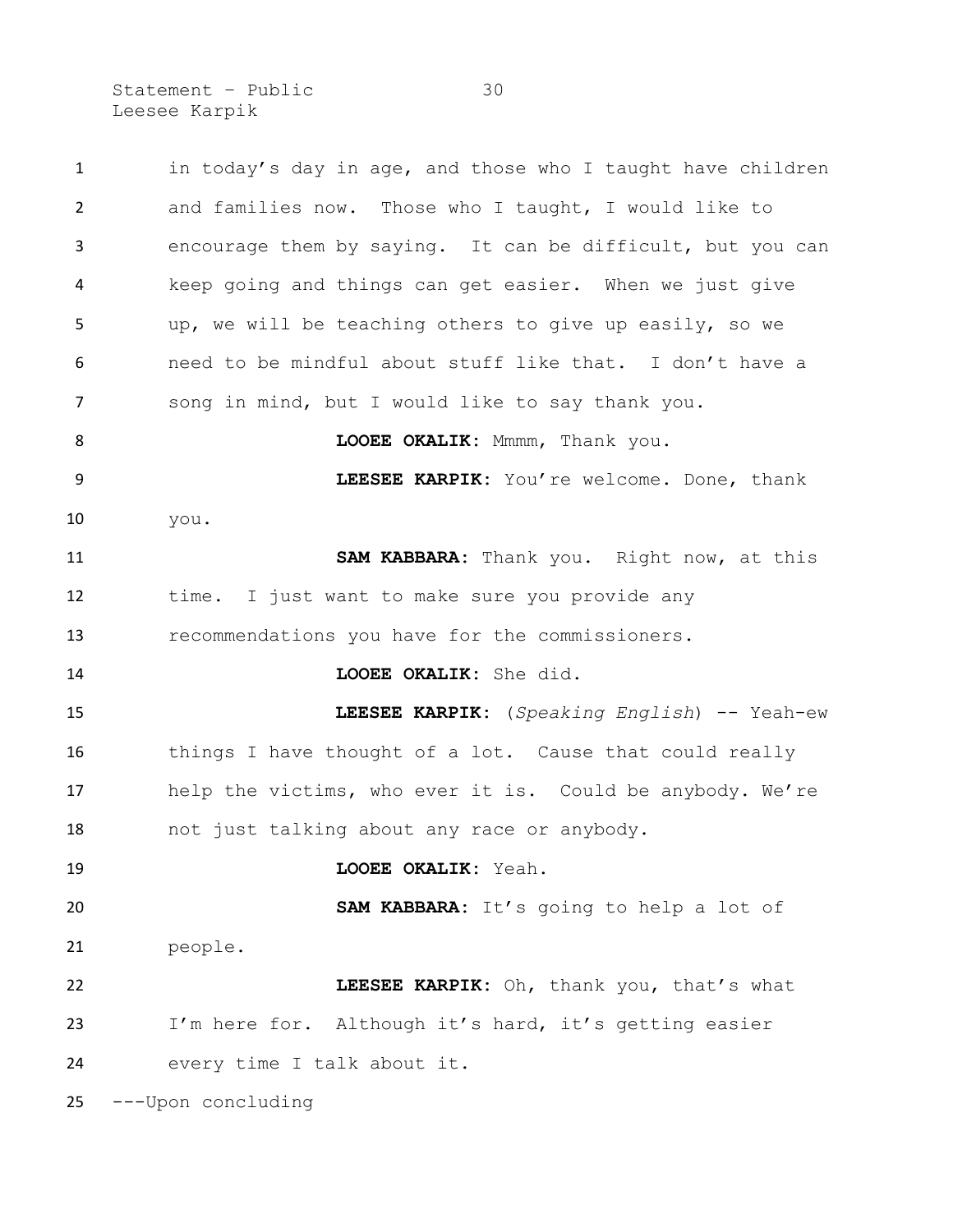in today's day in age, and those who I taught have children and families now. Those who I taught, I would like to encourage them by saying. It can be difficult, but you can keep going and things can get easier. When we just give up, we will be teaching others to give up easily, so we need to be mindful about stuff like that. I don't have a song in mind, but I would like to say thank you.

**LOOEE OKALIK**: Mmmm, Thank you.

**LEESEE KARPIK**: You're welcome. Done, thank you.

**SAM KABBARA**: Thank you. Right now, at this time. I just want to make sure you provide any recommendations you have for the commissioners.

**LOOEE OKALIK**: She did.

**LEESEE KARPIK**: (*Speaking English*) -- Yeah-ew things I have thought of a lot. Cause that could really help the victims, who ever it is. Could be anybody. We're not just talking about any race or anybody.

**LOOEE OKALIK**: Yeah.

**SAM KABBARA**: It's going to help a lot of people.

**LEESEE KARPIK**: Oh, thank you, that's what I'm here for. Although it's hard, it's getting easier every time I talk about it.

---Upon concluding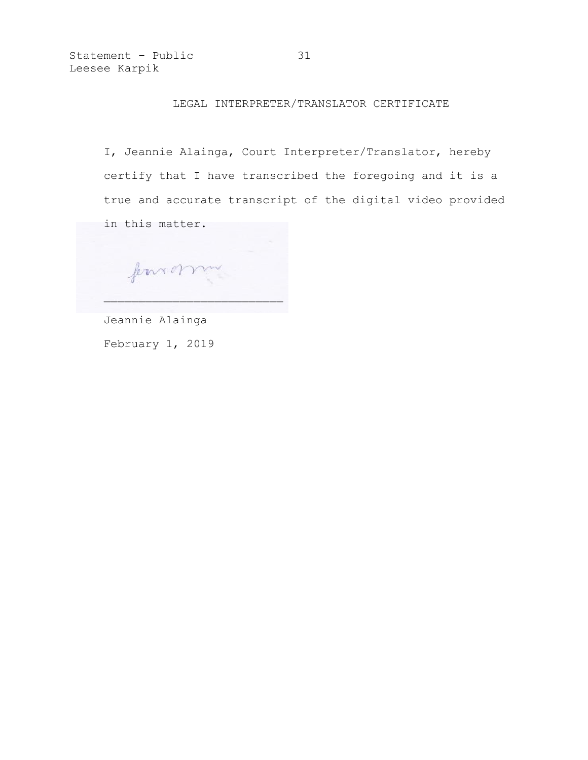# LEGAL INTERPRETER/TRANSLATOR CERTIFICATE

I, Jeannie Alainga, Court Interpreter/Translator, hereby certify that I have transcribed the foregoing and it is a true and accurate transcript of the digital video provided in this matter.

\_\_\_\_\_\_\_\_\_\_\_\_\_\_\_\_\_\_\_\_\_\_\_\_\_\_

Jeannie Alainga

February 1, 2019